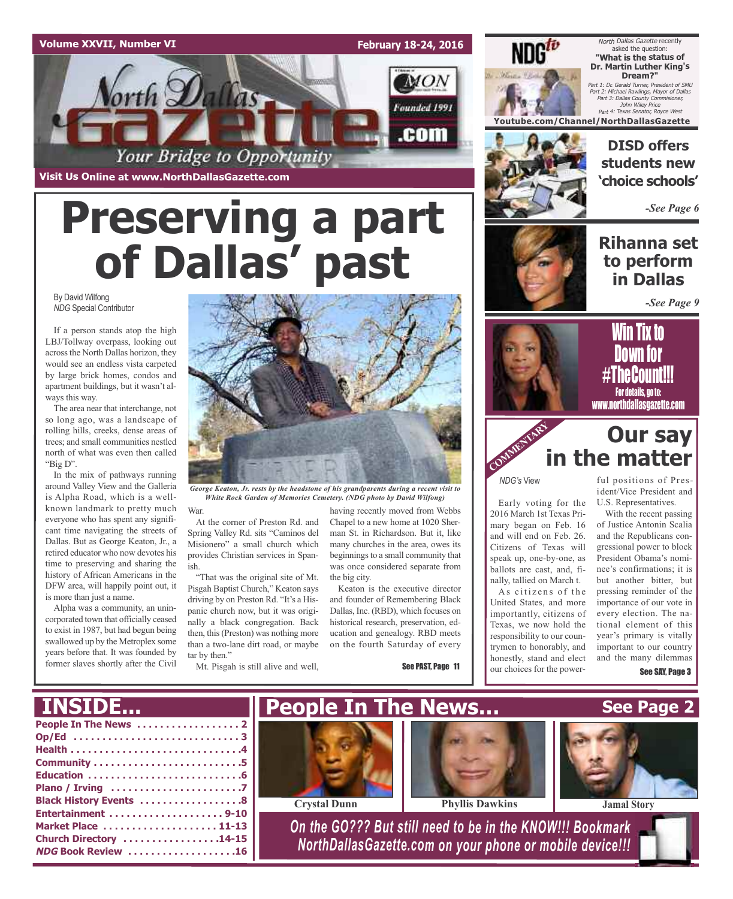Volume XXVII, Number VI

February 18-24, 2016

# North Dallas Gazette

Your Bridge to Opportunity

Founded 1991

Visit Us Online at www.NorthDallasGazette.com

# Preserving a part of Dallas' past

By David Wilfong
*NDG* Special Contributor

If a person stands atop the high LBJ/Tollway overpass, looking out across the North Dallas horizon, they would see an endless vista carpeted by large brick homes, condos and apartment buildings, but it wasn't always this way.

The area near that interchange, not so long ago, was a landscape of rolling hills, creeks, dense areas of trees; and small communities nestled north of what was even then called "Big D".

In the mix of pathways running around Valley View and the Galleria is Alpha Road, which is a well-known landmark to pretty much everyone who has spent any significant time navigating the streets of Dallas. But as George Keaton, Jr., a retired educator who now devotes his time to preserving and sharing the history of African Americans in the DFW area, will happily point out, it is more than just a name.

Alpha was a community, an unincorporated town that officially ceased to exist in 1987, but had begun being swallowed up by the Metroplex some years before that. It was founded by former slaves shortly after the Civil War.

*George Keaton, Jr. rests by the headstone of his grandparents during a recent visit to White Rock Garden of Memories Cemetery. (NDG photo by David Wilfong)*

At the corner of Preston Rd. and Spring Valley Rd. sits "Caminos del Misionero" a small church which provides Christian services in Spanish.

"That was the original site of Mt. Pisgah Baptist Church," Keaton says driving by on Preston Rd. "It's a Hispanic church now, but it was originally a black congregation. Back then, this (Preston) was nothing more than a two-lane dirt road, or maybe tar by then."

Mt. Pisgah is still alive and well, having recently moved from Webbs Chapel to a new home at 1020 Sherman St. in Richardson. But it, like many churches in the area, owes its beginnings to a small community that was once considered separate from the big city.

Keaton is the executive director and founder of Remembering Black Dallas, Inc. (RBD), which focuses on historical research, preservation, education and genealogy. RBD meets on the fourth Saturday of every

See PAST, Page 11

---

NDGtv

*North Dallas Gazette* recently asked the question:
**"What is the status of Dr. Martin Luther King's Dream?"**

*Part 1: Dr. Gerald Turner, President of SMU*
*Part 2: Michael Rawlings, Mayor of Dallas*
*Part 3: Dallas County Commisioner, John Wiley Price*
*Part 4: Texas Senator, Royce West*

Youtube.com/Channel/NorthDallasGazette

## DISD offers students new 'choice schools'

*-See Page 6*

## Rihanna set to perform in Dallas

*-See Page 9*

## Win Tix to Down for #TheCount!!!

For details, go to: www.northdallasgazette.com

---

COMMENTARY

## Our say in the matter

*NDG's* View

Early voting for the 2016 March 1st Texas Primary began on Feb. 16 and will end on Feb. 26. Citizens of Texas will speak up, one-by-one, as ballots are cast, and, finally, tallied on March t.

As citizens of the United States, and more importantly, citizens of Texas, we now hold the responsibility to our countrymen to honorably, and honestly, stand and elect our choices for the powerful positions of President/Vice President and U.S. Representatives.

With the recent passing of Justice Antonin Scalia and the Republicans congressional power to block President Obama's nominee's confirmations; it is but another bitter, but pressing reminder of the importance of our vote in every election. The national element of this year's primary is vitally important to our country and the many dilemmas

See SAY, Page 3

---

## INSIDE...

- People In The News . . . . . 2
- Op/Ed . . . . . 3
- Health . . . . . 4
- Community . . . . . 5
- Education . . . . . 6
- Plano / Irving . . . . . 7
- Black History Events . . . . . 8
- Entertainment . . . . . 9-10
- Market Place . . . . . 11-13
- Church Directory . . . . . 14-15
- *NDG* Book Review . . . . . 16

## People In The News... See Page 2

Crystal Dunn | Phyllis Dawkins | Jamal Story

*On the GO??? But still need to be in the KNOW!!! Bookmark NorthDallasGazette.com on your phone or mobile device!!!*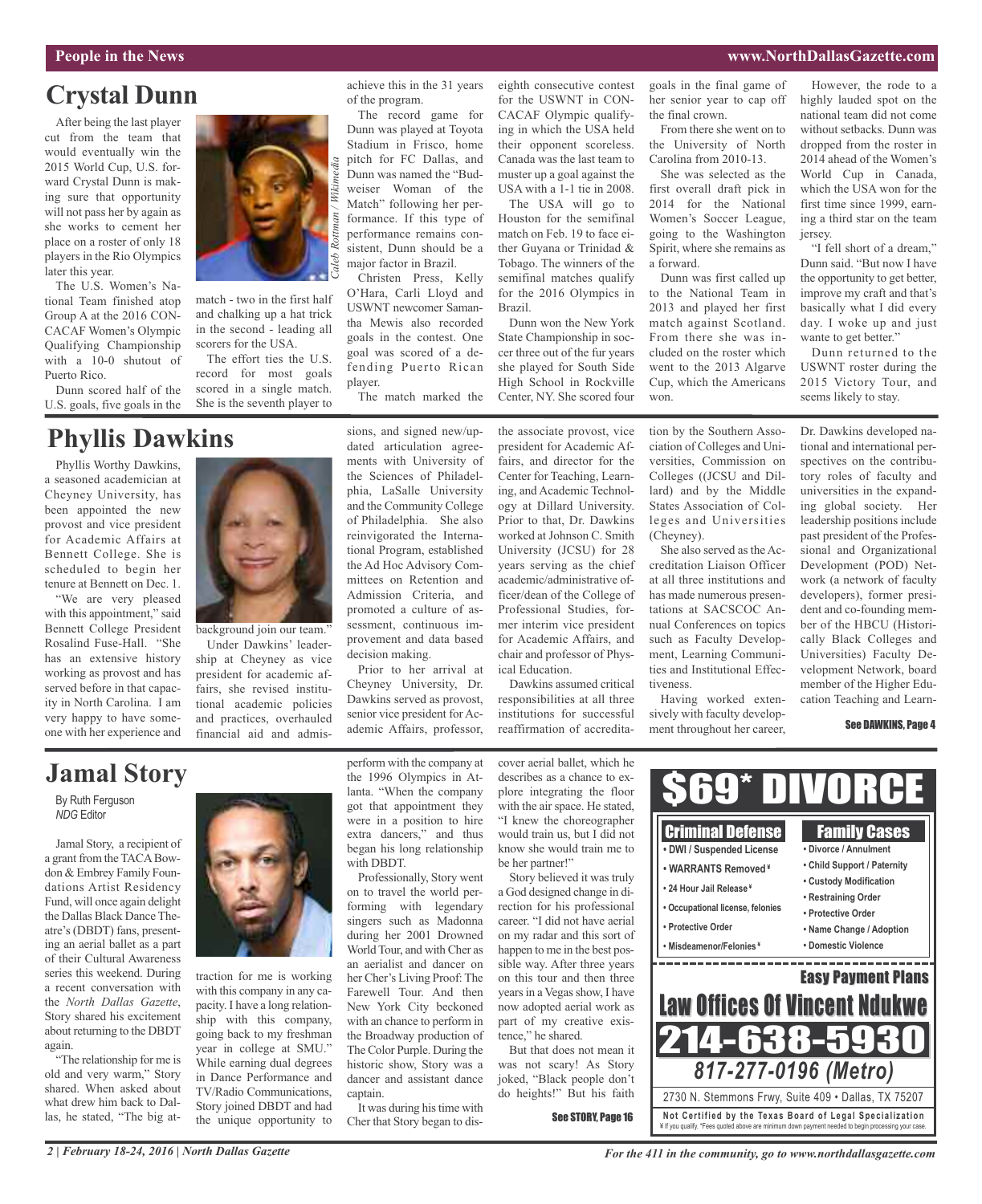# Crystal Dunn

After being the last player cut from the team that would eventually win the 2015 World Cup, U.S. forward Crystal Dunn is making sure that opportunity will not pass her by again as she works to cement her place on a roster of only 18 players in the Rio Olympics later this year.

The U.S. Women's National Team finished atop Group A at the 2016 CONCACAF Women's Olympic Qualifying Championship with a 10-0 shutout of Puerto Rico.

Dunn scored half of the U.S. goals, five goals in the match - two in the first half and chalking up a hat trick in the second - leading all scorers for the USA.

*Caleb Rottman / Wikimedia*

The effort ties the U.S. record for most goals scored in a single match. She is the seventh player to achieve this in the 31 years of the program.

The record game for Dunn was played at Toyota Stadium in Frisco, home pitch for FC Dallas, and Dunn was named the "Budweiser Woman of the Match" following her performance. If this type of performance remains consistent, Dunn should be a major factor in Brazil.

Christen Press, Kelly O'Hara, Carli Lloyd and USWNT newcomer Samantha Mewis also recorded goals in the contest. One goal was scored of a defending Puerto Rican player.

The match marked the eighth consecutive contest for the USWNT in CONCACAF Olympic qualifying in which the USA held their opponent scoreless. Canada was the last team to muster up a goal against the USA with a 1-1 tie in 2008.

The USA will go to Houston for the semifinal match on Feb. 19 to face either Guyana or Trinidad & Tobago. The winners of the semifinal matches qualify for the 2016 Olympics in Brazil.

Dunn won the New York State Championship in soccer three out of the fur years she played for South Side High School in Rockville Center, NY. She scored four goals in the final game of her senior year to cap off the final crown.

From there she went on to the University of North Carolina from 2010-13.

She was selected as the first overall draft pick in 2014 for the National Women's Soccer League, going to the Washington Spirit, where she remains as a forward.

Dunn was first called up to the National Team in 2013 and played her first match against Scotland. From there she was included on the roster which went to the 2013 Algarve Cup, which the Americans won.

However, the rode to a highly lauded spot on the national team did not come without setbacks. Dunn was dropped from the roster in 2014 ahead of the Women's World Cup in Canada, which the USA won for the first time since 1999, earning a third star on the team jersey.

"I fell short of a dream," Dunn said. "But now I have the opportunity to get better, improve my craft and that's basically what I did every day. I woke up and just wante to get better."

Dunn returned to the USWNT roster during the 2015 Victory Tour, and seems likely to stay.

# Phyllis Dawkins

Phyllis Worthy Dawkins, a seasoned academician at Cheyney University, has been appointed the new provost and vice president for Academic Affairs at Bennett College. She is scheduled to begin her tenure at Bennett on Dec. 1.

"We are very pleased with this appointment," said Bennett College President Rosalind Fuse-Hall. "She has an extensive history working as provost and has served before in that capacity in North Carolina. I am very happy to have someone with her experience and background join our team."

Under Dawkins' leadership at Cheyney as vice president for academic affairs, she revised institutional academic policies and practices, overhauled financial aid and admissions, and signed new/updated articulation agreements with University of the Sciences of Philadelphia, LaSalle University and the Community College of Philadelphia. She also reinvigorated the International Program, established the Ad Hoc Advisory Committees on Retention and Admission Criteria, and promoted a culture of assessment, continuous improvement and data based decision making.

Prior to her arrival at Cheyney University, Dr. Dawkins served as provost, senior vice president for Academic Affairs, professor, the associate provost, vice president for Academic Affairs, and director for the Center for Teaching, Learning, and Academic Technology at Dillard University. Prior to that, Dr. Dawkins worked at Johnson C. Smith University (JCSU) for 28 years serving as the chief academic/administrative officer/dean of the College of Professional Studies, former interim vice president for Academic Affairs, and chair and professor of Physical Education.

Dawkins assumed critical responsibilities at all three institutions for successful reaffirmation of accreditation by the Southern Association of Colleges and Universities, Commission on Colleges ((JCSU and Dillard) and by the Middle States Association of Colleges and Universities (Cheyney).

She also served as the Accreditation Liaison Officer at all three institutions and has made numerous presentations at SACSCOC Annual Conferences on topics such as Faculty Development, Learning Communities and Institutional Effectiveness.

Having worked extensively with faculty development throughout her career, Dr. Dawkins developed national and international perspectives on the contributory roles of faculty and universities in the expanding global society. Her leadership positions include past president of the Professional and Organizational Development (POD) Network (a network of faculty developers), former president and co-founding member of the HBCU (Historically Black Colleges and Universities) Faculty Development Network, board member of the Higher Education Teaching and Learn-

**See DAWKINS, Page 4**

# Jamal Story

By Ruth Ferguson
*NDG* Editor

Jamal Story, a recipient of a grant from the TACA Bowdon & Embrey Family Foundations Artist Residency Fund, will once again delight the Dallas Black Dance Theatre's (DBDT) fans, presenting an aerial ballet as a part of their Cultural Awareness series this weekend. During a recent conversation with the *North Dallas Gazette*, Story shared his excitement about returning to the DBDT again.

"The relationship for me is old and very warm," Story shared. When asked about what drew him back to Dallas, he stated, "The big attraction for me is working with this company in any capacity. I have a long relationship with this company, going back to my freshman year in college at SMU." While earning dual degrees in Dance Performance and TV/Radio Communications, Story joined DBDT and had the unique opportunity to perform with the company at the 1996 Olympics in Atlanta. "When the company got that appointment they were in a position to hire extra dancers," and thus began his long relationship with DBDT.

Professionally, Story went on to travel the world performing with legendary singers such as Madonna during her 2001 Drowned World Tour, and with Cher as an aerialist and dancer on her Cher's Living Proof: The Farewell Tour. And then New York City beckoned with an chance to perform in the Broadway production of The Color Purple. During the historic show, Story was a dancer and assistant dance captain.

It was during his time with Cher that Story began to discover aerial ballet, which he describes as a chance to explore integrating the floor with the air space. He stated, "I knew the choreographer would train us, but I did not know she would train me to be her partner!"

Story believed it was truly a God designed change in direction for his professional career. "I did not have aerial on my radar and this sort of happen to me in the best possible way. After three years on this tour and then three years in a Vegas show, I have now adopted aerial work as part of my creative existence," he shared.

But that does not mean it was not scary! As Story joked, "Black people don't do heights!" But his faith

**See STORY, Page 16**

---

# $69* DIVORCE

**Criminal Defense**
- DWI / Suspended License
- WARRANTS Removed ¥
- 24 Hour Jail Release ¥
- Occupational license, felonies
- Protective Order
- Misdeamenor/Felonies ¥

**Family Cases**
- Divorce / Annulment
- Child Support / Paternity
- Custody Modification
- Restraining Order
- Protective Order
- Name Change / Adoption
- Domestic Violence

**Easy Payment Plans**

**Law Offices Of Vincent Ndukwe**

**214-638-5930**

**817-277-0196 (Metro)**

2730 N. Stemmons Frwy, Suite 409 • Dallas, TX 75207

**Not Certified by the Texas Board of Legal Specialization**
¥ If you qualify. *Fees quoted above are minimum down payment needed to begin processing your case.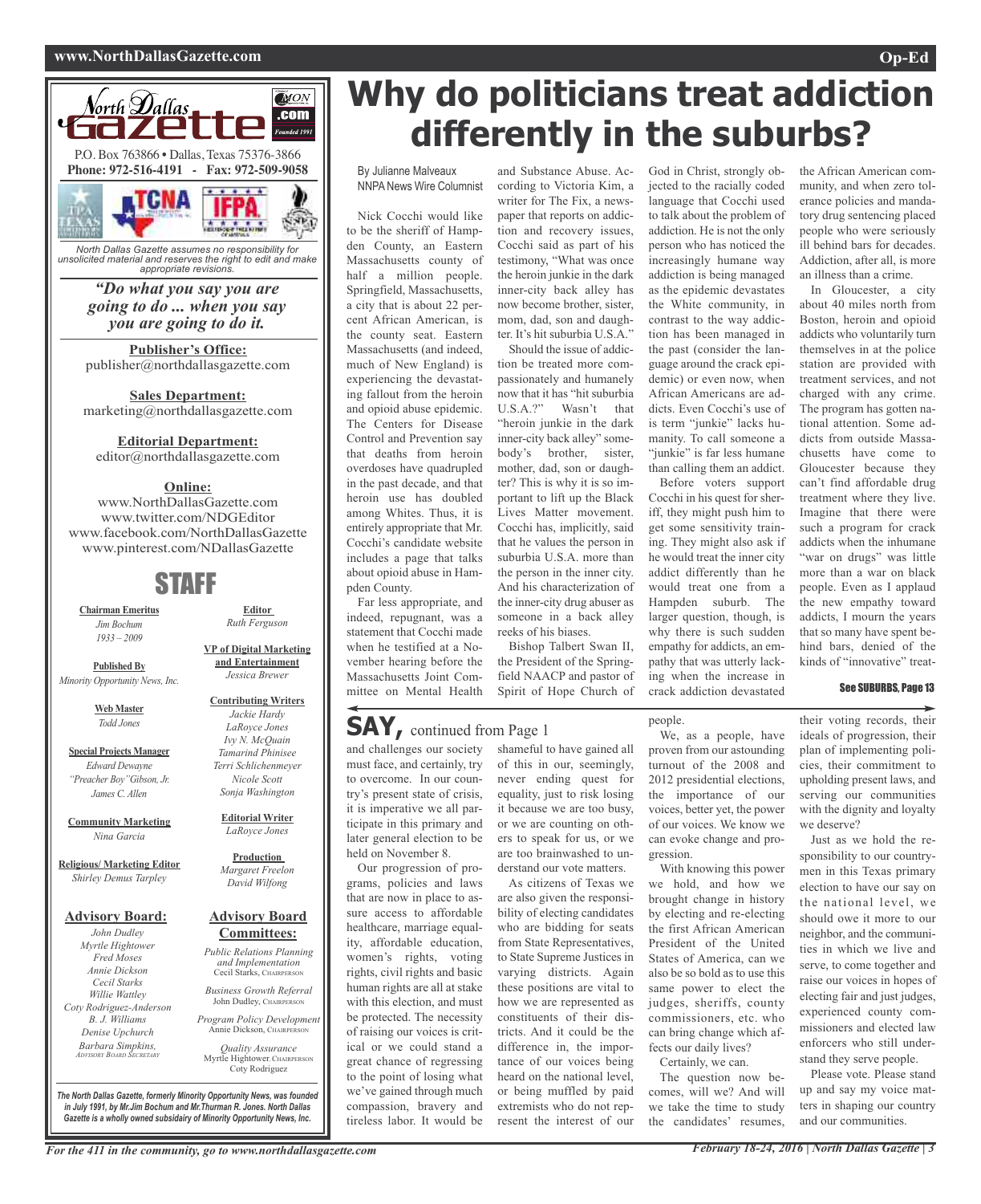North Dallas Gazette

P.O. Box 763866 • Dallas, Texas 75376-3866
**Phone: 972-516-4191 - Fax: 972-509-9058**

*North Dallas Gazette assumes no responsibility for unsolicited material and reserves the right to edit and make appropriate revisions.*

***"Do what you say you are going to do ... when you say you are going to do it.***

**Publisher's Office:**
publisher@northdallasgazette.com

**Sales Department:**
marketing@northdallasgazette.com

**Editorial Department:**
editor@northdallasgazette.com

**Online:**
www.NorthDallasGazette.com
www.twitter.com/NDGEditor
www.facebook.com/NorthDallasGazette
www.pinterest.com/NDallasGazette

## STAFF

**Chairman Emeritus**
*Jim Bochum*
*1933 – 2009*

**Published By**
*Minority Opportunity News, Inc.*

**Web Master**
*Todd Jones*

**Special Projects Manager**
*Edward Dewayne "Preacher Boy"Gibson, Jr.*
*James C. Allen*

**Community Marketing**
*Nina Garcia*

**Religious/ Marketing Editor**
*Shirley Demus Tarpley*

**Editor**
*Ruth Ferguson*

**VP of Digital Marketing and Entertainment**
*Jessica Brewer*

**Contributing Writers**
*Jackie Hardy*
*LaRoyce Jones*
*Ivy N. McQuain*
*Tamarind Phinisee*
*Terri Schlichenmeyer*
*Nicole Scott*
*Sonja Washington*

**Editorial Writer**
*LaRoyce Jones*

**Production**
*Margaret Freelon*
*David Wilfong*

**Advisory Board:**
*John Dudley*
*Myrtle Hightower*
*Fred Moses*
*Annie Dickson*
*Cecil Starks*
*Willie Wattley*
*Coty Rodriguez-Anderson*
*B. J. Williams*
*Denise Upchurch*
*Barbara Simpkins, Advisory Board Secretary*

**Advisory Board Committees:**
*Public Relations Planning and Implementation*
Cecil Starks, Chairperson
*Business Growth Referral*
John Dudley, Chairperson
*Program Policy Development*
Annie Dickson, Chairperson
*Quality Assurance*
Myrtle Hightower, Chairperson
Coty Rodriguez

*The North Dallas Gazette, formerly Minority Opportunity News, was founded in July 1991, by Mr.Jim Bochum and Mr.Thurman R. Jones. North Dallas Gazette is a wholly owned subsidairy of Minority Opportunity News, Inc.*

# Why do politicians treat addiction differently in the suburbs?

By Julianne Malveaux
NNPA News Wire Columnist

Nick Cocchi would like to be the sheriff of Hampden County, an Eastern Massachusetts county of half a million people. Springfield, Massachusetts, a city that is about 22 percent African American, is the county seat. Eastern Massachusetts (and indeed, much of New England) is experiencing the devastating fallout from the heroin and opioid abuse epidemic. The Centers for Disease Control and Prevention say that deaths from heroin overdoses have quadrupled in the past decade, and that heroin use has doubled among Whites. Thus, it is entirely appropriate that Mr. Cocchi's candidate website includes a page that talks about opioid abuse in Hampden County.

Far less appropriate, and indeed, repugnant, was a statement that Cocchi made when he testified at a November hearing before the Massachusetts Joint Committee on Mental Health and Substance Abuse. According to Victoria Kim, a writer for The Fix, a newspaper that reports on addiction and recovery issues, Cocchi said as part of his testimony, "What was once the heroin junkie in the dark inner-city back alley has now become brother, sister, mom, dad, son and daughter. It's hit suburbia U.S.A."

Should the issue of addiction be treated more compassionately and humanely now that it has "hit suburbia U.S.A.?" Wasn't that "heroin junkie in the dark inner-city back alley" somebody's brother, sister, mother, dad, son or daughter? This is why it is so important to lift up the Black Lives Matter movement. Cocchi has, implicitly, said that he values the person in suburbia U.S.A. more than the person in the inner city. And his characterization of the inner-city drug abuser as someone in a back alley reeks of his biases.

Bishop Talbert Swan II, the President of the Springfield NAACP and pastor of Spirit of Hope Church of God in Christ, strongly objected to the racially coded language that Cocchi used to talk about the problem of addiction. He is not the only person who has noticed the increasingly humane way addiction is being managed as the epidemic devastates the White community, in contrast to the way addiction has been managed in the past (consider the language around the crack epidemic) or even now, when African Americans are addicts. Even Cocchi's use of is term "junkie" lacks humanity. To call someone a "junkie" is far less humane than calling them an addict.

Before voters support Cocchi in his quest for sheriff, they might push him to get some sensitivity training. They might also ask if he would treat the inner city addict differently than he would treat one from a Hampden suburb. The larger question, though, is why there is such sudden empathy for addicts, an empathy that was utterly lacking when the increase in crack addiction devastated the African American community, and when zero tolerance policies and mandatory drug sentencing placed people who were seriously ill behind bars for decades. Addiction, after all, is more an illness than a crime.

In Gloucester, a city about 40 miles north from Boston, heroin and opioid addicts who voluntarily turn themselves in at the police station are provided with treatment services, and not charged with any crime. The program has gotten national attention. Some addicts from outside Massachusetts have come to Gloucester because they can't find affordable drug treatment where they live. Imagine that there were such a program for crack addicts when the inhumane "war on drugs" was little more than a war on black people. Even as I applaud the new empathy toward addicts, I mourn the years that so many have spent behind bars, denied of the kinds of "innovative" treat-

See SUBURBS, Page 13

## SAY, continued from Page 1

and challenges our society must face, and certainly, try to overcome. In our country's present state of crisis, it is imperative we all participate in this primary and later general election to be held on November 8.

Our progression of programs, policies and laws that are now in place to assure access to affordable healthcare, marriage equality, affordable education, women's rights, voting rights, civil rights and basic human rights are all at stake with this election, and must be protected. The necessity of raising our voices is critical or we could stand a great chance of regressing to the point of losing what we've gained through much compassion, bravery and tireless labor. It would be shameful to have gained all of this in our, seemingly, never ending quest for equality, just to risk losing it because we are too busy, or we are counting on others to speak for us, or we are too brainwashed to understand our vote matters.

As citizens of Texas we are also given the responsibility of electing candidates who are bidding for seats from State Representatives, to State Supreme Justices in varying districts. Again these positions are vital to how we are represented as constituents of their districts. And it could be the difference in, the importance of our voices being heard on the national level, or being muffled by paid extremists who do not represent the interest of our people.

We, as a people, have proven from our astounding turnout of the 2008 and 2012 presidential elections, the importance of our voices, better yet, the power of our voices. We know we can evoke change and progression.

With knowing this power we hold, and how we brought change in history by electing and re-electing the first African American President of the United States of America, can we also be so bold as to use this same power to elect the judges, sheriffs, county commissioners, etc. who can bring change which affects our daily lives?

Certainly, we can.

The question now becomes, will we? And will we take the time to study the candidates' resumes, their voting records, their ideals of progression, their plan of implementing policies, their commitment to upholding present laws, and serving our communities with the dignity and loyalty we deserve?

Just as we hold the responsibility to our countrymen in this Texas primary election to have our say on the national level, we should owe it more to our neighbor, and the communities in which we live and serve, to come together and raise our voices in hopes of electing fair and just judges, experienced county commissioners and elected law enforcers who still understand they serve people.

Please vote. Please stand up and say my voice matters in shaping our country and our communities.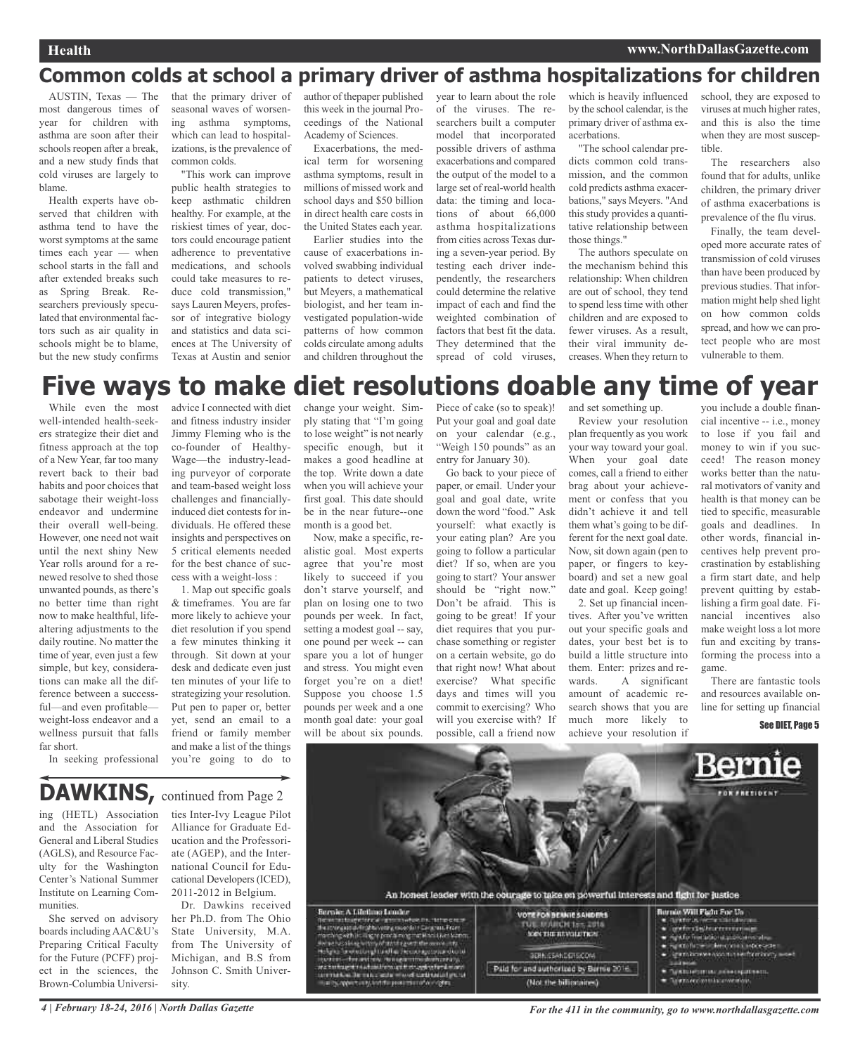## Common colds at school a primary driver of asthma hospitalizations for children

AUSTIN, Texas — The most dangerous times of year for children with asthma are soon after their schools reopen after a break, and a new study finds that cold viruses are largely to blame.

Health experts have observed that children with asthma tend to have the worst symptoms at the same times each year — when school starts in the fall and after extended breaks such as Spring Break. Researchers previously speculated that environmental factors such as air quality in schools might be to blame, but the new study confirms that the primary driver of seasonal waves of worsening asthma symptoms, which can lead to hospitalizations, is the prevalence of common colds.

"This work can improve public health strategies to keep asthmatic children healthy. For example, at the riskiest times of year, doctors could encourage patient adherence to preventative medications, and schools could take measures to reduce cold transmission," says Lauren Meyers, professor of integrative biology and statistics and data sciences at The University of Texas at Austin and senior author of thepaper published this week in the journal Proceedings of the National Academy of Sciences.

Exacerbations, the medical term for worsening asthma symptoms, result in millions of missed work and school days and $50 billion in direct health care costs in the United States each year.

Earlier studies into the cause of exacerbations involved swabbing individual patients to detect viruses, but Meyers, a mathematical biologist, and her team investigated population-wide patterns of how common colds circulate among adults and children throughout the year to learn about the role of the viruses. The researchers built a computer model that incorporated possible drivers of asthma exacerbations and compared the output of the model to a large set of real-world health data: the timing and locations of about 66,000 asthma hospitalizations from cities across Texas during a seven-year period. By testing each driver independently, the researchers could determine the relative impact of each and find the weighted combination of factors that best fit the data. They determined that the spread of cold viruses, which is heavily influenced by the school calendar, is the primary driver of asthma exacerbations.

"The school calendar predicts common cold transmission, and the common cold predicts asthma exacerbations," says Meyers. "And this study provides a quantitative relationship between those things."

The authors speculate on the mechanism behind this relationship: When children are out of school, they tend to spend less time with other children and are exposed to fewer viruses. As a result, their viral immunity decreases. When they return to school, they are exposed to viruses at much higher rates, and this is also the time when they are most susceptible.

The researchers also found that for adults, unlike children, the primary driver of asthma exacerbations is prevalence of the flu virus.

Finally, the team developed more accurate rates of transmission of cold viruses than have been produced by previous studies. That information might help shed light on how common colds spread, and how we can protect people who are most vulnerable to them.

# Five ways to make diet resolutions doable any time of year

While even the most well-intended health-seekers strategize their diet and fitness approach at the top of a New Year, far too many revert back to their bad habits and poor choices that sabotage their weight-loss endeavor and undermine their overall well-being. However, one need not wait until the next shiny New Year rolls around for a renewed resolve to shed those unwanted pounds, as there's no better time than right now to make healthful, life-altering adjustments to the daily routine. No matter the time of year, even just a few simple, but key, considerations can make all the difference between a successful—and even profitable—weight-loss endeavor and a wellness pursuit that falls far short.

In seeking professional advice I connected with diet and fitness industry insider Jimmy Fleming who is the co-founder of HealthyWage—the industry-leading purveyor of corporate and team-based weight loss challenges and financially-induced diet contests for individuals. He offered these insights and perspectives on 5 critical elements needed for the best chance of success with a weight-loss :

1. Map out specific goals & timeframes. You are far more likely to achieve your diet resolution if you spend a few minutes thinking it through. Sit down at your desk and dedicate even just ten minutes of your life to strategizing your resolution. Put pen to paper or, better yet, send an email to a friend or family member and make a list of the things you're going to do to change your weight. Simply stating that "I'm going to lose weight" is not nearly specific enough, but it makes a good headline at the top. Write down a date when you will achieve your first goal. This date should be in the near future--one month is a good bet.

Now, make a specific, realistic goal. Most experts agree that you're most likely to succeed if you don't starve yourself, and plan on losing one to two pounds per week. In fact, setting a modest goal -- say, one pound per week -- can spare you a lot of hunger and stress. You might even forget you're on a diet! Suppose you choose 1.5 pounds per week and a one month goal date: your goal will be about six pounds. Piece of cake (so to speak)! Put your goal and goal date on your calendar (e.g., "Weigh 150 pounds" as an entry for January 30).

Go back to your piece of paper, or email. Under your goal and goal date, write down the word "food." Ask yourself: what exactly is your eating plan? Are you going to follow a particular diet? If so, when are you going to start? Your answer should be "right now." Don't be afraid. This is going to be great! If your diet requires that you purchase something or register on a certain website, go do that right now! What about exercise? What specific days and times will you commit to exercising? Who will you exercise with? If possible, call a friend now and set something up.

Review your resolution plan frequently as you work your way toward your goal. When your goal date comes, call a friend to either brag about your achievement or confess that you didn't achieve it and tell them what's going to be different for the next goal date. Now, sit down again (pen to paper, or fingers to keyboard) and set a new goal date and goal. Keep going!

2. Set up financial incentives. After you've written out your specific goals and dates, your best bet is to build a little structure into them. Enter: prizes and rewards. A significant amount of academic research shows that you are much more likely to achieve your resolution if you include a double financial incentive -- i.e., money to lose if you fail and money to win if you succeed! The reason money works better than the natural motivators of vanity and health is that money can be tied to specific, measurable goals and deadlines. In other words, financial incentives help prevent procrastination by establishing a firm start date, and help prevent quitting by establishing a firm goal date. Financial incentives also make weight loss a lot more fun and exciting by transforming the process into a game.

There are fantastic tools and resources available online for setting up financial

**See DIET, Page 5**

## DAWKINS, continued from Page 2

ing (HETL) Association and the Association for General and Liberal Studies (AGLS), and Resource Faculty for the Washington Center's National Summer Institute on Learning Communities.

She served on advisory boards including AAC&U's Preparing Critical Faculty for the Future (PCFF) project in the sciences, the Brown-Columbia Universities Inter-Ivy League Pilot Alliance for Graduate Education and the Professoriate (AGEP), and the International Council for Educational Developers (ICED), 2011-2012 in Belgium.

Dr. Dawkins received her Ph.D. from The Ohio State University, M.A. from The University of Michigan, and B.S from Johnson C. Smith University.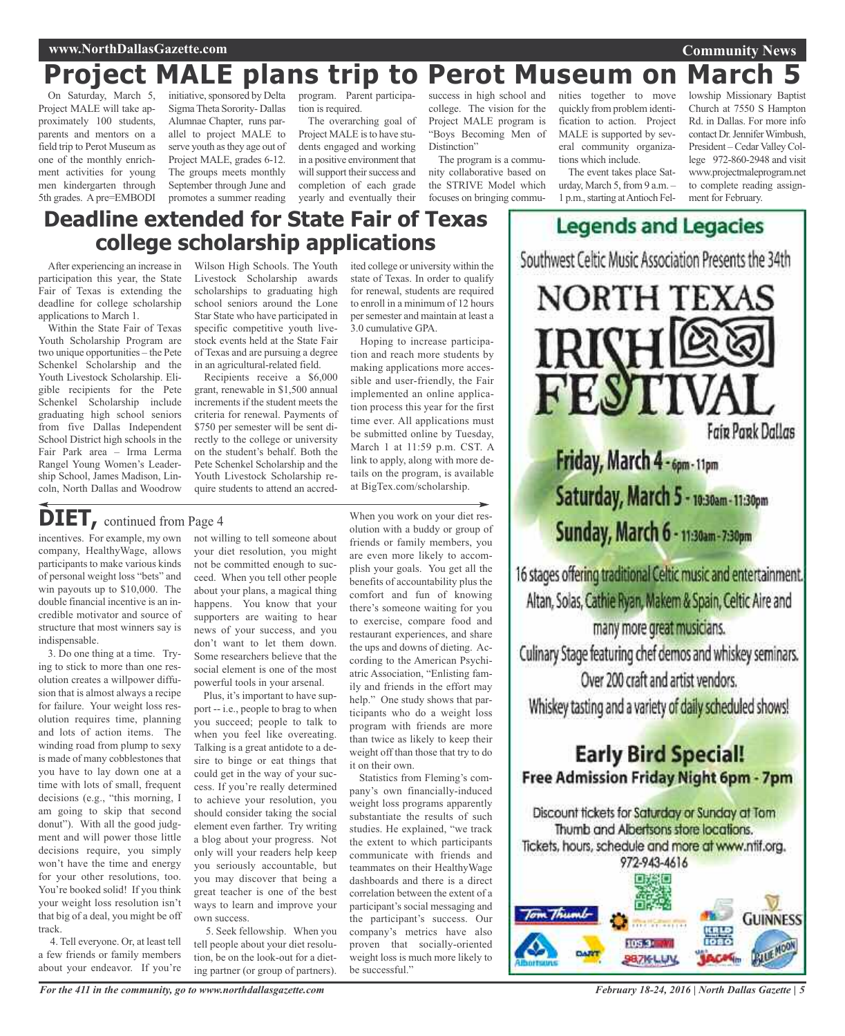# Project MALE plans trip to Perot Museum on March 5

On Saturday, March 5, Project MALE will take approximately 100 students, parents and mentors on a field trip to Perot Museum as one of the monthly enrichment activities for young men kindergarten through 5th grades. A pre=EMBODI initiative, sponsored by Delta Sigma Theta Sorority- Dallas Alumnae Chapter, runs parallel to project MALE to serve youth as they age out of Project MALE, grades 6-12. The groups meets monthly September through June and promotes a summer reading program. Parent participation is required.

The overarching goal of Project MALE is to have students engaged and working in a positive environment that will support their success and completion of each grade yearly and eventually their success in high school and college. The vision for the Project MALE program is "Boys Becoming Men of Distinction"

The program is a community collaborative based on the STRIVE Model which focuses on bringing communities together to move quickly from problem identification to action. Project MALE is supported by several community organizations which include.

The event takes place Saturday, March 5, from 9 a.m. – 1 p.m., starting at Antioch Fellowship Missionary Baptist Church at 7550 S Hampton Rd. in Dallas. For more info contact Dr. Jennifer Wimbush, President – Cedar Valley College 972-860-2948 and visit www.projectmaleprogram.net to complete reading assignment for February.

## Deadline extended for State Fair of Texas college scholarship applications

After experiencing an increase in participation this year, the State Fair of Texas is extending the deadline for college scholarship applications to March 1.

Within the State Fair of Texas Youth Scholarship Program are two unique opportunities – the Pete Schenkel Scholarship and the Youth Livestock Scholarship. Eligible recipients for the Pete Schenkel Scholarship include graduating high school seniors from five Dallas Independent School District high schools in the Fair Park area – Irma Lerma Rangel Young Women's Leadership School, James Madison, Lincoln, North Dallas and Woodrow Wilson High Schools. The Youth Livestock Scholarship awards scholarships to graduating high school seniors around the Lone Star State who have participated in specific competitive youth livestock events held at the State Fair of Texas and are pursuing a degree in an agricultural-related field.

Recipients receive a $6,000 grant, renewable in $1,500 annual increments if the student meets the criteria for renewal. Payments of $750 per semester will be sent directly to the college or university on the student's behalf. Both the Pete Schenkel Scholarship and the Youth Livestock Scholarship require students to attend an accredited college or university within the state of Texas. In order to qualify for renewal, students are required to enroll in a minimum of 12 hours per semester and maintain at least a 3.0 cumulative GPA.

Hoping to increase participation and reach more students by making applications more accessible and user-friendly, the Fair implemented an online application process this year for the first time ever. All applications must be submitted online by Tuesday, March 1 at 11:59 p.m. CST. A link to apply, along with more details on the program, is available at BigTex.com/scholarship.

## DIET, continued from Page 4

incentives. For example, my own company, HealthyWage, allows participants to make various kinds of personal weight loss "bets" and win payouts up to $10,000. The double financial incentive is an incredible motivator and source of structure that most winners say is indispensable.

3. Do one thing at a time. Trying to stick to more than one resolution creates a willpower diffusion that is almost always a recipe for failure. Your weight loss resolution requires time, planning and lots of action items. The winding road from plump to sexy is made of many cobblestones that you have to lay down one at a time with lots of small, frequent decisions (e.g., "this morning, I am going to skip that second donut"). With all the good judgment and will power those little decisions require, you simply won't have the time and energy for your other resolutions, too. You're booked solid! If you think your weight loss resolution isn't that big of a deal, you might be off track.

4. Tell everyone. Or, at least tell a few friends or family members about your endeavor. If you're not willing to tell someone about your diet resolution, you might not be committed enough to succeed. When you tell other people about your plans, a magical thing happens. You know that your supporters are waiting to hear news of your success, and you don't want to let them down. Some researchers believe that the social element is one of the most powerful tools in your arsenal.

Plus, it's important to have support -- i.e., people to brag to when you succeed; people to talk to when you feel like overeating. Talking is a great antidote to a desire to binge or eat things that could get in the way of your success. If you're really determined to achieve your resolution, you should consider taking the social element even farther. Try writing a blog about your progress. Not only will your readers help keep you seriously accountable, but you may discover that being a great teacher is one of the best ways to learn and improve your own success.

5. Seek fellowship. When you tell people about your diet resolution, be on the look-out for a dieting partner (or group of partners). When you work on your diet resolution with a buddy or group of friends or family members, you are even more likely to accomplish your goals. You get all the benefits of accountability plus the comfort and fun of knowing there's someone waiting for you to exercise, compare food and restaurant experiences, and share the ups and downs of dieting. According to the American Psychiatric Association, "Enlisting family and friends in the effort may help." One study shows that participants who do a weight loss program with friends are more than twice as likely to keep their weight off than those that try to do it on their own.

Statistics from Fleming's company's own financially-induced weight loss programs apparently substantiate the results of such studies. He explained, "we track the extent to which participants communicate with friends and teammates on their HealthyWage dashboards and there is a direct correlation between the extent of a participant's social messaging and the participant's success. Our company's metrics have also proven that socially-oriented weight loss is much more likely to be successful."

---

**Legends and Legacies**

Southwest Celtic Music Association Presents the 34th

**NORTH TEXAS IRISH FESTIVAL**

Fair Park Dallas

**Friday, March 4** - 6pm - 11pm

**Saturday, March 5** - 10:30am - 11:30pm

**Sunday, March 6** - 11:30am - 7:30pm

16 stages offering traditional Celtic music and entertainment. Altan, Solas, Cathie Ryan, Makem & Spain, Celtic Aire and many more great musicians.

Culinary Stage featuring chef demos and whiskey seminars.

Over 200 craft and artist vendors.

Whiskey tasting and a variety of daily scheduled shows!

**Early Bird Special!**
**Free Admission Friday Night 6pm - 7pm**

Discount tickets for Saturday or Sunday at Tom Thumb and Albertsons store locations.
Tickets, hours, schedule and more at www.ntif.org.
972-943-4616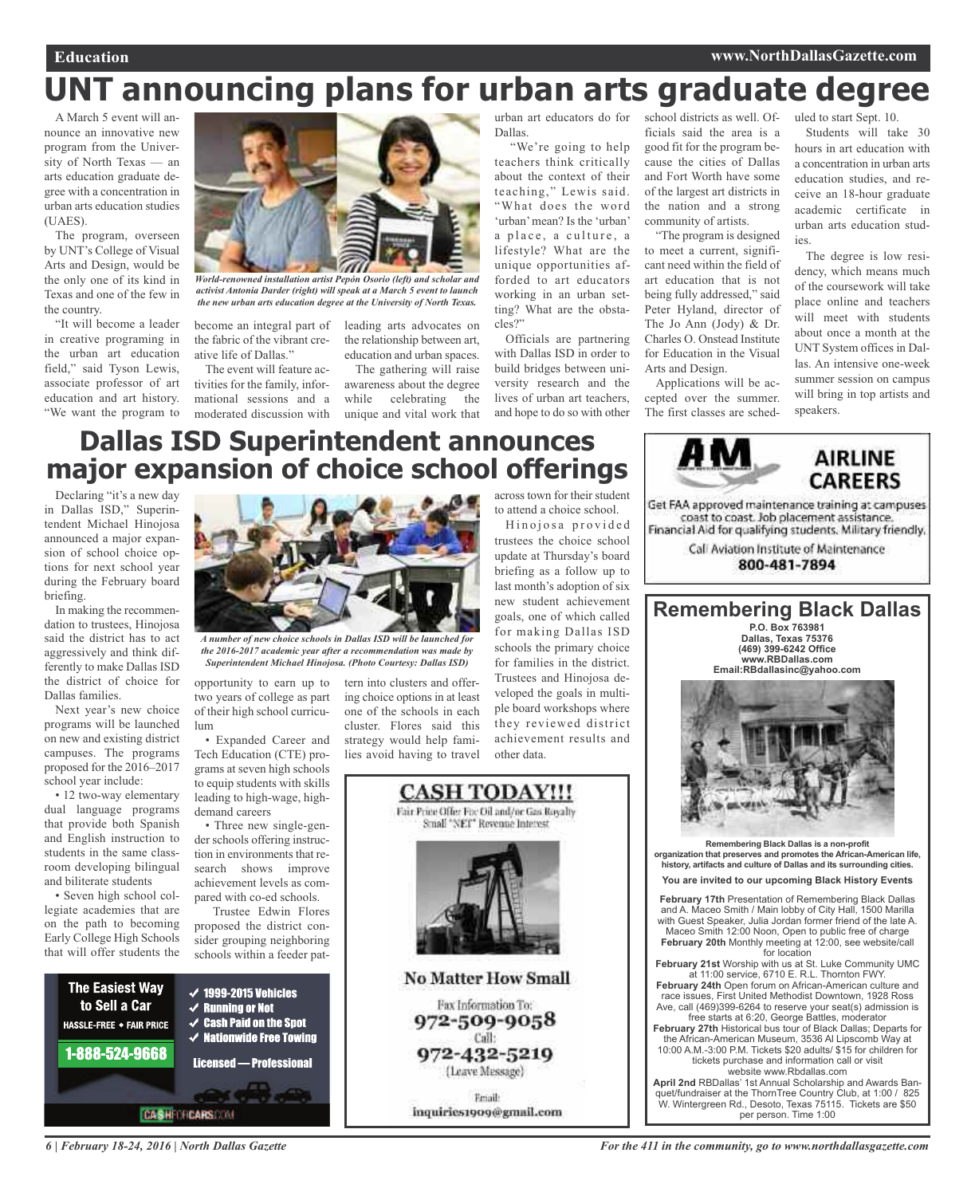# UNT announcing plans for urban arts graduate degree

A March 5 event will announce an innovative new program from the University of North Texas — an arts education graduate degree with a concentration in urban arts education studies (UAES).

The program, overseen by UNT's College of Visual Arts and Design, would be the only one of its kind in Texas and one of the few in the country.

"It will become a leader in creative programing in the urban art education field," said Tyson Lewis, associate professor of art education and art history. "We want the program to become an integral part of the fabric of the vibrant creative life of Dallas."

*World-renowned installation artist Pepón Osorio (left) and scholar and activist Antonia Darder (right) will speak at a March 5 event to launch the new urban arts education degree at the University of North Texas.*

The event will feature activities for the family, informational sessions and a moderated discussion with leading arts advocates on the relationship between art, education and urban spaces.

The gathering will raise awareness about the degree while celebrating the unique and vital work that urban art educators do for Dallas.

"We're going to help teachers think critically about the context of their teaching," Lewis said. "What does the word 'urban' mean? Is the 'urban' a place, a culture, a lifestyle? What are the unique opportunities afforded to art educators working in an urban setting? What are the obstacles?"

Officials are partnering with Dallas ISD in order to build bridges between university research and the lives of urban art teachers, and hope to do so with other school districts as well. Officials said the area is a good fit for the program because the cities of Dallas and Fort Worth have some of the largest art districts in the nation and a strong community of artists.

"The program is designed to meet a current, significant need within the field of art education that is not being fully addressed," said Peter Hyland, director of The Jo Ann (Jody) & Dr. Charles O. Onstead Institute for Education in the Visual Arts and Design.

Applications will be accepted over the summer. The first classes are scheduled to start Sept. 10.

Students will take 30 hours in art education with a concentration in urban arts education studies, and receive an 18-hour graduate academic certificate in urban arts education studies.

The degree is low residency, which means much of the coursework will take place online and teachers will meet with students about once a month at the UNT System offices in Dallas. An intensive one-week summer session on campus will bring in top artists and speakers.

# Dallas ISD Superintendent announces major expansion of choice school offerings

Declaring "it's a new day in Dallas ISD," Superintendent Michael Hinojosa announced a major expansion of school choice options for next school year during the February board briefing.

In making the recommendation to trustees, Hinojosa said the district has to act aggressively and think differently to make Dallas ISD the district of choice for Dallas families.

Next year's new choice programs will be launched on new and existing district campuses. The programs proposed for the 2016–2017 school year include:

- 12 two-way elementary dual language programs that provide both Spanish and English instruction to students in the same classroom developing bilingual and biliterate students
- Seven high school collegiate academies that are on the path to becoming Early College High Schools that will offer students the opportunity to earn up to two years of college as part of their high school curriculum
- Expanded Career and Tech Education (CTE) programs at seven high schools to equip students with skills leading to high-wage, high-demand careers
- Three new single-gender schools offering instruction in environments that research shows improve achievement levels as compared with co-ed schools.

*A number of new choice schools in Dallas ISD will be launched for the 2016-2017 academic year after a recommendation was made by Superintendent Michael Hinojosa. (Photo Courtesy: Dallas ISD)*

Trustee Edwin Flores proposed the district consider grouping neighboring schools within a feeder pattern into clusters and offering choice options in at least one of the schools in each cluster. Flores said this strategy would help families avoid having to travel across town for their student to attend a choice school.

Hinojosa provided trustees the choice school update at Thursday's board briefing as a follow up to last month's adoption of six new student achievement goals, one of which called for making Dallas ISD schools the primary choice for families in the district. Trustees and Hinojosa developed the goals in multiple board workshops where they reviewed district achievement results and other data.

---

**AM AIRLINE CAREERS**

Get FAA approved maintenance training at campuses coast to coast. Job placement assistance. Financial Aid for qualifying students. Military friendly.

Call Aviation Institute of Maintenance
800-481-7894

---

**The Easiest Way to Sell a Car**
HASSLE-FREE ◆ FAIR PRICE
1-888-524-9668

- ✓ 1999-2015 Vehicles
- ✓ Running or Not
- ✓ Cash Paid on the Spot
- ✓ Nationwide Free Towing

Licensed — Professional

CASHFORCARS.COM

---

**CASH TODAY!!!**

Fair Price Offer For Oil and/or Gas Royalty
Small "NET" Revenue Interest

**No Matter How Small**

Fax Information To:
972-509-9058
Call:
972-432-5219
(Leave Message)

Email:
inquiries1909@gmail.com

---

## Remembering Black Dallas

P.O. Box 763981
Dallas, Texas 75376
(469) 399-6242 Office
www.RBDallas.com
Email:RBdallasinc@yahoo.com

**Remembering Black Dallas is a non-profit organization that preserves and promotes the African-American life, history, artifacts and culture of Dallas and its surrounding cities.**

**You are invited to our upcoming Black History Events**

**February 17th** Presentation of Remembering Black Dallas and A. Maceo Smith / Main lobby of City Hall, 1500 Marilla with Guest Speaker, Julia Jordan former friend of the late A. Maceo Smith 12:00 Noon, Open to public free of charge

**February 20th** Monthly meeting at 12:00, see website/call for location

**February 21st** Worship with us at St. Luke Community UMC at 11:00 service, 6710 E. R.L. Thornton FWY.

**February 24th** Open forum on African-American culture and race issues, First United Methodist Downtown, 1928 Ross Ave, call (469)399-6264 to reserve your seat(s) admission is free starts at 6:20, George Battles, moderator

**February 27th** Historical bus tour of Black Dallas; Departs for the African-American Museum, 3536 Al Lipscomb Way at 10:00 A.M.-3:00 P.M. Tickets $20 adults/ $15 for children for tickets purchase and information call or visit website www.Rbdallas.com

**April 2nd** RBDallas' 1st Annual Scholarship and Awards Banquet/fundraiser at the ThornTree Country Club, at 1:00 / 825 W. Wintergreen Rd., Desoto, Texas 75115. Tickets are $50 per person. Time 1:00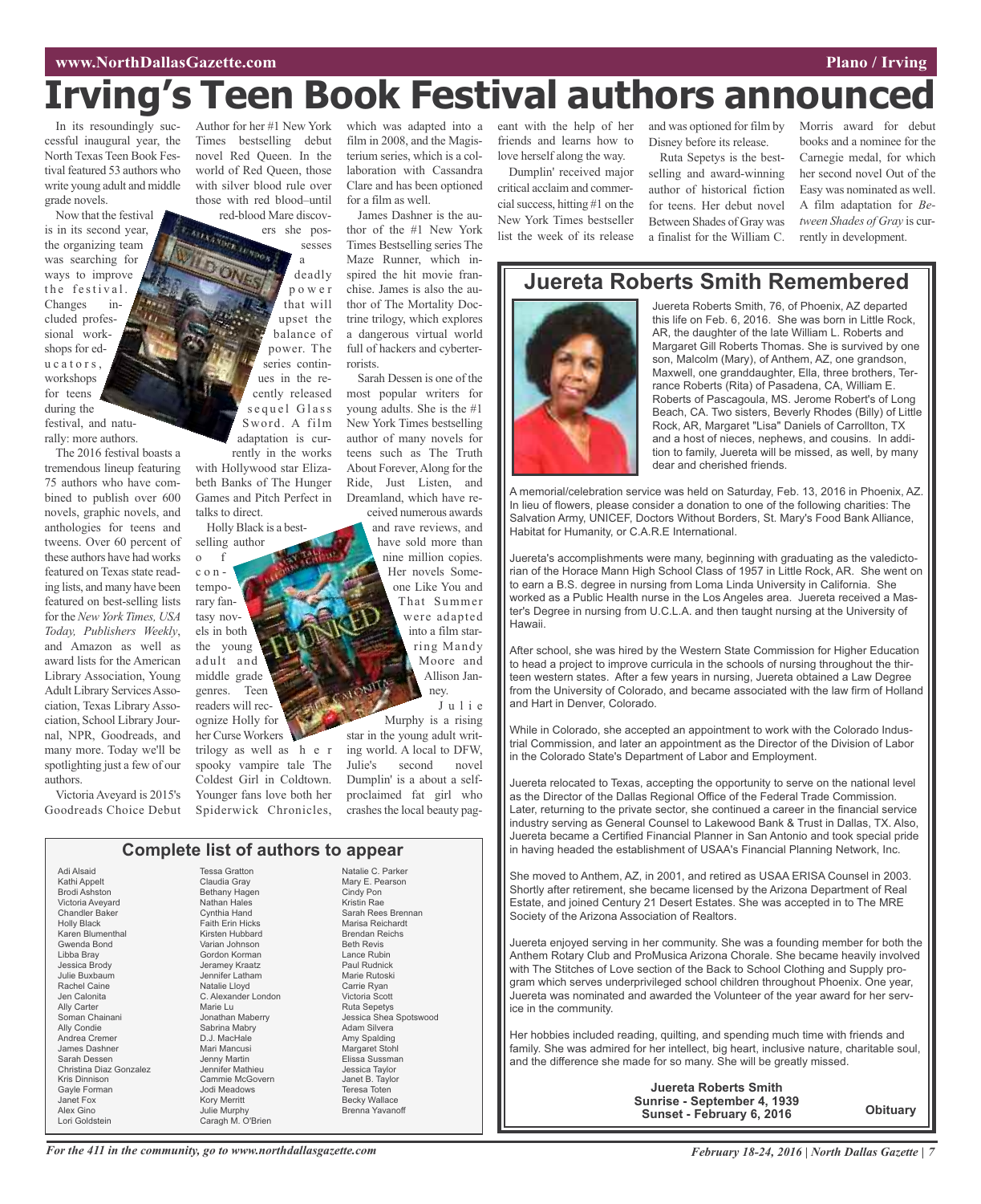# Irving's Teen Book Festival authors announced

In its resoundingly successful inaugural year, the North Texas Teen Book Festival featured 53 authors who write young adult and middle grade novels.

Now that the festival is in its second year, the organizing team was searching for ways to improve the festival. Changes included professional workshops for educators, workshops for teens during the festival, and naturally: more authors.

The 2016 festival boasts a tremendous lineup featuring 75 authors who have combined to publish over 600 novels, graphic novels, and anthologies for teens and tweens. Over 60 percent of these authors have had works featured on Texas state reading lists, and many have been featured on best-selling lists for the *New York Times, USA Today, Publishers Weekly*, and Amazon as well as award lists for the American Library Association, Young Adult Library Services Association, Texas Library Association, School Library Journal, NPR, Goodreads, and many more. Today we'll be spotlighting just a few of our authors.

Victoria Aveyard is 2015's Goodreads Choice Debut Author for her #1 New York Times bestselling debut novel Red Queen. In the world of Red Queen, those with silver blood rule over those with red blood–until red-blood Mare discovers she possesses a deadly power that will upset the balance of power. The series continues in the recently released sequel Glass Sword. A film adaptation is currently in the works with Hollywood star Elizabeth Banks of The Hunger Games and Pitch Perfect in talks to direct.

Holly Black is a bestselling author of contemporary fantasy novels in both the young adult and middle grade genres. Teen readers will recognize Holly for her Curse Workers trilogy as well as her spooky vampire tale The Coldest Girl in Coldtown. Younger fans love both her Spiderwick Chronicles, which was adapted into a film in 2008, and the Magisterium series, which is a collaboration with Cassandra Clare and has been optioned for a film as well.

James Dashner is the author of the #1 New York Times Bestselling series The Maze Runner, which inspired the hit movie franchise. James is also the author of The Mortality Doctrine trilogy, which explores a dangerous virtual world full of hackers and cyberterrorists.

Sarah Dessen is one of the most popular writers for young adults. She is the #1 New York Times bestselling author of many novels for teens such as The Truth About Forever, Along for the Ride, Just Listen, and Dreamland, which have received numerous awards and rave reviews, and have sold more than nine million copies. Her novels Someone Like You and That Summer were adapted into a film starring Mandy Moore and Allison Janney.

Julie Murphy is a rising star in the young adult writing world. A local to DFW, Julie's second novel Dumplin' is a about a self-proclaimed fat girl who crashes the local beauty pageant with the help of her friends and learns how to love herself along the way.

Dumplin' received major critical acclaim and commercial success, hitting #1 on the New York Times bestseller list the week of its release and was optioned for film by Disney before its release.

Ruta Sepetys is the bestselling and award-winning author of historical fiction for teens. Her debut novel Between Shades of Gray was a finalist for the William C. Morris award for debut books and a nominee for the Carnegie medal, for which her second novel Out of the Easy was nominated as well. A film adaptation for *Between Shades of Gray* is currently in development.

## Complete list of authors to appear

Adi Alsaid
Kathi Appelt
Brodi Ashston
Victoria Aveyard
Chandler Baker
Holly Black
Karen Blumenthal
Gwenda Bond
Libba Bray
Jessica Brody
Julie Buxbaum
Rachel Caine
Jen Calonita
Ally Carter
Soman Chainani
Ally Condie
Andrea Cremer
James Dashner
Sarah Dessen
Christina Diaz Gonzalez
Kris Dinnison
Gayle Forman
Janet Fox
Alex Gino
Lori Goldstein
Tessa Gratton
Claudia Gray
Bethany Hagen
Nathan Hales
Cynthia Hand
Faith Erin Hicks
Kirsten Hubbard
Varian Johnson
Gordon Korman
Jeramey Kraatz
Jennifer Latham
Natalie Lloyd
C. Alexander London
Marie Lu
Jonathan Maberry
Sabrina Mabry
D.J. MacHale
Mari Mancusi
Jenny Martin
Jennifer Mathieu
Cammie McGovern
Jodi Meadows
Kory Merritt
Julie Murphy
Caragh M. O'Brien
Natalie C. Parker
Mary E. Pearson
Cindy Pon
Kristin Rae
Sarah Rees Brennan
Marisa Reichardt
Brendan Reichs
Beth Revis
Lance Rubin
Paul Rudnick
Marie Rutoski
Carrie Ryan
Victoria Scott
Ruta Sepetys
Jessica Shea Spotswood
Adam Silvera
Amy Spalding
Margaret Stohl
Elissa Sussman
Jessica Taylor
Janet B. Taylor
Teresa Toten
Becky Wallace
Brenna Yavanoff

## Juereta Roberts Smith Remembered

Juereta Roberts Smith, 76, of Phoenix, AZ departed this life on Feb. 6, 2016. She was born in Little Rock, AR, the daughter of the late William L. Roberts and Margaret Gill Roberts Thomas. She is survived by one son, Malcolm (Mary), of Anthem, AZ, one grandson, Maxwell, one granddaughter, Ella, three brothers, Terrance Roberts (Rita) of Pasadena, CA, William E. Roberts of Pascagoula, MS. Jerome Robert's of Long Beach, CA. Two sisters, Beverly Rhodes (Billy) of Little Rock, AR, Margaret "Lisa" Daniels of Carrollton, TX and a host of nieces, nephews, and cousins. In addition to family, Juereta will be missed, as well, by many dear and cherished friends.

A memorial/celebration service was held on Saturday, Feb. 13, 2016 in Phoenix, AZ. In lieu of flowers, please consider a donation to one of the following charities: The Salvation Army, UNICEF, Doctors Without Borders, St. Mary's Food Bank Alliance, Habitat for Humanity, or C.A.R.E International.

Juereta's accomplishments were many, beginning with graduating as the valedictorian of the Horace Mann High School Class of 1957 in Little Rock, AR. She went on to earn a B.S. degree in nursing from Loma Linda University in California. She worked as a Public Health nurse in the Los Angeles area. Juereta received a Master's Degree in nursing from U.C.L.A. and then taught nursing at the University of Hawaii.

After school, she was hired by the Western State Commission for Higher Education to head a project to improve curricula in the schools of nursing throughout the thirteen western states. After a few years in nursing, Juereta obtained a Law Degree from the University of Colorado, and became associated with the law firm of Holland and Hart in Denver, Colorado.

While in Colorado, she accepted an appointment to work with the Colorado Industrial Commission, and later an appointment as the Director of the Division of Labor in the Colorado State's Department of Labor and Employment.

Juereta relocated to Texas, accepting the opportunity to serve on the national level as the Director of the Dallas Regional Office of the Federal Trade Commission. Later, returning to the private sector, she continued a career in the financial service industry serving as General Counsel to Lakewood Bank & Trust in Dallas, TX. Also, Juereta became a Certified Financial Planner in San Antonio and took special pride in having headed the establishment of USAA's Financial Planning Network, Inc.

She moved to Anthem, AZ, in 2001, and retired as USAA ERISA Counsel in 2003. Shortly after retirement, she became licensed by the Arizona Department of Real Estate, and joined Century 21 Desert Estates. She was accepted in to The MRE Society of the Arizona Association of Realtors.

Juereta enjoyed serving in her community. She was a founding member for both the Anthem Rotary Club and ProMusica Arizona Chorale. She became heavily involved with The Stitches of Love section of the Back to School Clothing and Supply program which serves underprivileged school children throughout Phoenix. One year, Juereta was nominated and awarded the Volunteer of the year award for her service in the community.

Her hobbies included reading, quilting, and spending much time with friends and family. She was admired for her intellect, big heart, inclusive nature, charitable soul, and the difference she made for so many. She will be greatly missed.

**Juereta Roberts Smith**
**Sunrise - September 4, 1939**
**Sunset - February 6, 2016**

**Obituary**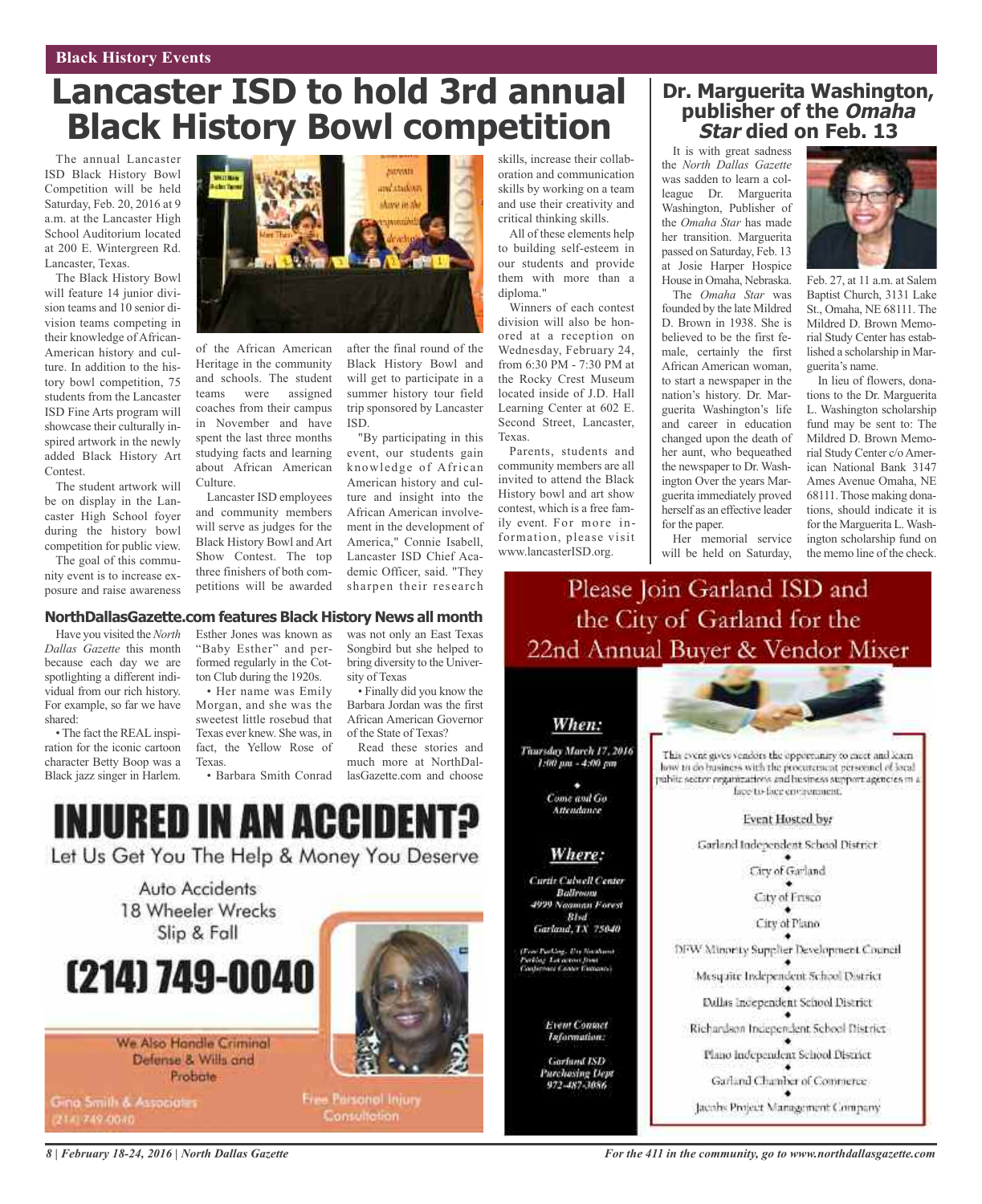Black History Events

# Lancaster ISD to hold 3rd annual Black History Bowl competition

The annual Lancaster ISD Black History Bowl Competition will be held Saturday, Feb. 20, 2016 at 9 a.m. at the Lancaster High School Auditorium located at 200 E. Wintergreen Rd. Lancaster, Texas.

The Black History Bowl will feature 14 junior division teams and 10 senior division teams competing in their knowledge of African-American history and culture. In addition to the history bowl competition, 75 students from the Lancaster ISD Fine Arts program will showcase their culturally inspired artwork in the newly added Black History Art Contest.

The student artwork will be on display in the Lancaster High School foyer during the history bowl competition for public view.

The goal of this community event is to increase exposure and raise awareness of the African American Heritage in the community and schools. The student teams were assigned coaches from their campus in November and have spent the last three months studying facts and learning about African American Culture.

Lancaster ISD employees and community members will serve as judges for the Black History Bowl and Art Show Contest. The top three finishers of both competitions will be awarded after the final round of the Black History Bowl and will get to participate in a summer history tour field trip sponsored by Lancaster ISD.

"By participating in this event, our students gain knowledge of African American history and culture and insight into the African American involvement in the development of America," Connie Isabell, Lancaster ISD Chief Academic Officer, said. "They sharpen their research skills, increase their collaboration and communication skills by working on a team and use their creativity and critical thinking skills.

All of these elements help to building self-esteem in our students and provide them with more than a diploma."

Winners of each contest division will also be honored at a reception on Wednesday, February 24, from 6:30 PM - 7:30 PM at the Rocky Crest Museum located inside of J.D. Hall Learning Center at 602 E. Second Street, Lancaster, Texas.

Parents, students and community members are all invited to attend the Black History bowl and art show contest, which is a free family event. For more information, please visit www.lancasterISD.org.

## Dr. Marguerita Washington, publisher of the *Omaha Star* died on Feb. 13

It is with great sadness the *North Dallas Gazette* was sadden to learn a colleague Dr. Marguerita Washington, Publisher of the *Omaha Star* has made her transition. Marguerita passed on Saturday, Feb. 13 at Josie Harper Hospice House in Omaha, Nebraska.

The *Omaha Star* was founded by the late Mildred D. Brown in 1938. She is believed to be the first female, certainly the first African American woman, to start a newspaper in the nation's history. Dr. Marguerita Washington's life and career in education changed upon the death of her aunt, who bequeathed the newspaper to Dr. Washington Over the years Marguerita immediately proved herself as an effective leader for the paper.

Her memorial service will be held on Saturday, Feb. 27, at 11 a.m. at Salem Baptist Church, 3131 Lake St., Omaha, NE 68111. The Mildred D. Brown Memorial Study Center has established a scholarship in Marguerita's name.

In lieu of flowers, donations to the Dr. Marguerita L. Washington scholarship fund may be sent to: The Mildred D. Brown Memorial Study Center c/o American National Bank 3147 Ames Avenue Omaha, NE 68111. Those making donations, should indicate it is for the Marguerita L. Washington scholarship fund on the memo line of the check.

## NorthDallasGazette.com features Black History News all month

Have you visited the *North Dallas Gazette* this month because each day we are spotlighting a different individual from our rich history. For example, so far we have shared:

- The fact the REAL inspiration for the iconic cartoon character Betty Boop was a Black jazz singer in Harlem. Esther Jones was known as "Baby Esther" and performed regularly in the Cotton Club during the 1920s.
- Her name was Emily Morgan, and she was the sweetest little rosebud that Texas ever knew. She was, in fact, the Yellow Rose of Texas.
- Barbara Smith Conrad was not only an East Texas Songbird but she helped to bring diversity to the University of Texas
- Finally did you know the Barbara Jordan was the first African American Governor of the State of Texas?

Read these stories and much more at NorthDallasGazette.com and choose

# INJURED IN AN ACCIDENT?

Let Us Get You The Help & Money You Deserve

Auto Accidents
18 Wheeler Wrecks
Slip & Fall

**(214) 749-0040**

We Also Handle Criminal Defense & Wills and Probate

Gina Smith & Associates
(214) 749-0040

Free Personal Injury Consultation

## Please Join Garland ISD and the City of Garland for the 22nd Annual Buyer & Vendor Mixer

**When:**
*Thursday March 17, 2016*
*1:00 pm - 4:00 pm*

*Come and Go Attendance*

**Where:**
*Curtis Culwell Center Ballroom*
*4999 Naaman Forest Blvd*
*Garland, TX 75040*

*(Free Parking. Use Southwest Parking Lot across from Conference Center Entrance)*

*Event Contact Information:*
*Garland ISD Purchasing Dept*
*972-487-3086*

This event gives vendors the opportunity to meet and learn how to do business with the procurement personnel of local public sector organizations and business support agencies in a face-to-face environment.

Event Hosted by:

Garland Independent School District
City of Garland
City of Frisco
City of Plano
DFW Minority Supplier Development Council
Mesquite Independent School District
Dallas Independent School District
Richardson Independent School District
Plano Independent School District
Garland Chamber of Commerce
Jacobs Project Management Company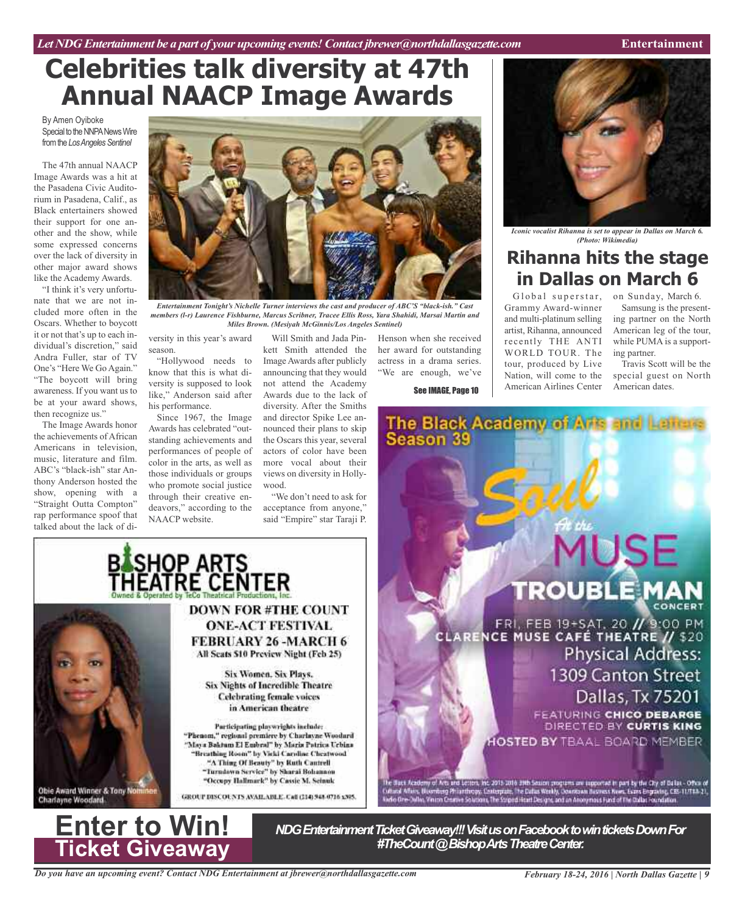# Celebrities talk diversity at 47th Annual NAACP Image Awards

By Amen Oyiboke
Special to the NNPA News Wire from the *Los Angeles Sentinel*

The 47th annual NAACP Image Awards was a hit at the Pasadena Civic Auditorium in Pasadena, Calif., as Black entertainers showed their support for one another and the show, while some expressed concerns over the lack of diversity in other major award shows like the Academy Awards.

"I think it's very unfortunate that we are not included more often in the Oscars. Whether to boycott it or not that's up to each individual's discretion," said Andra Fuller, star of TV One's "Here We Go Again." "The boycott will bring awareness. If you want us to be at your award shows, then recognize us."

The Image Awards honor the achievements of African Americans in television, music, literature and film. ABC's "black-ish" star Anthony Anderson hosted the show, opening with a "Straight Outta Compton" rap performance spoof that talked about the lack of diversity in this year's award season.

"Hollywood needs to know that this is what diversity is supposed to look like," Anderson said after his performance.

Since 1967, the Image Awards has celebrated "outstanding achievements and performances of people of color in the arts, as well as those individuals or groups who promote social justice through their creative endeavors," according to the NAACP website.

Will Smith and Jada Pinkett Smith attended the Image Awards after publicly announcing that they would not attend the Academy Awards due to the lack of diversity. After the Smiths and director Spike Lee announced their plans to skip the Oscars this year, several actors of color have been more vocal about their views on diversity in Hollywood.

"We don't need to ask for acceptance from anyone," said "Empire" star Taraji P. Henson when she received her award for outstanding actress in a drama series. "We are enough, we've

See IMAGE, Page 10

*Entertainment Tonight's Nichelle Turner interviews the cast and producer of ABC'S "black-ish." Cast members (l-r) Laurence Fishburne, Marcus Scribner, Tracee Ellis Ross, Yara Shahidi, Marsai Martin and Miles Brown. (Mesiyah McGinnis/Los Angeles Sentinel)*

*Iconic vocalist Rihanna is set to appear in Dallas on March 6. (Photo: Wikimedia)*

# Rihanna hits the stage in Dallas on March 6

Global superstar, Grammy Award-winner and multi-platinum selling artist, Rihanna, announced recently THE ANTI WORLD TOUR. The tour, produced by Live Nation, will come to the American Airlines Center on Sunday, March 6.

Samsung is the presenting partner on the North American leg of the tour, while PUMA is a supporting partner.

Travis Scott will be the special guest on North American dates.

**Bishop Arts Theatre Center**
Owned & Operated by TeCo Theatrical Productions, Inc.

**DOWN FOR #THE COUNT ONE-ACT FESTIVAL FEBRUARY 26 - MARCH 6**
All Seats $10 Preview Night (Feb 25)

Six Women. Six Plays. Six Nights of Incredible Theatre Celebrating female voices in American theatre

Participating playwrights include:
"Phenom," regional premiere by Charlayne Woodard
"Maya Baktum El Embral" by Maria Patrica Urbina
"Breathing Room" by Vicki Caroline Cheatwood
"A Thing Of Beauty" by Ruth Cantrell
"Turndown Service" by Sharai Bohannon
"Occupy Hallmark" by Cassie M. Seinuk

GROUP DISCOUNTS AVAILABLE. Call (214) 948-0716 x305.

Obie Award Winner & Tony Nominee Charlayne Woodard

**The Black Academy of Arts and Letters Season 39**

**Soul At the MUSE — TROUBLE MAN CONCERT**
FRI, FEB 19 + SAT, 20 // 9:00 PM
CLARENCE MUSE CAFÉ THEATRE // $20
Physical Address: 1309 Canton Street Dallas, Tx 75201
FEATURING CHICO DEBARGE
DIRECTED BY CURTIS KING
HOSTED BY TBAAL BOARD MEMBER

# Enter to Win! Ticket Giveaway

***NDG Entertainment Ticket Giveaway!!! Visit us on Facebook to win tickets Down For #TheCount @ Bishop Arts Theatre Center.***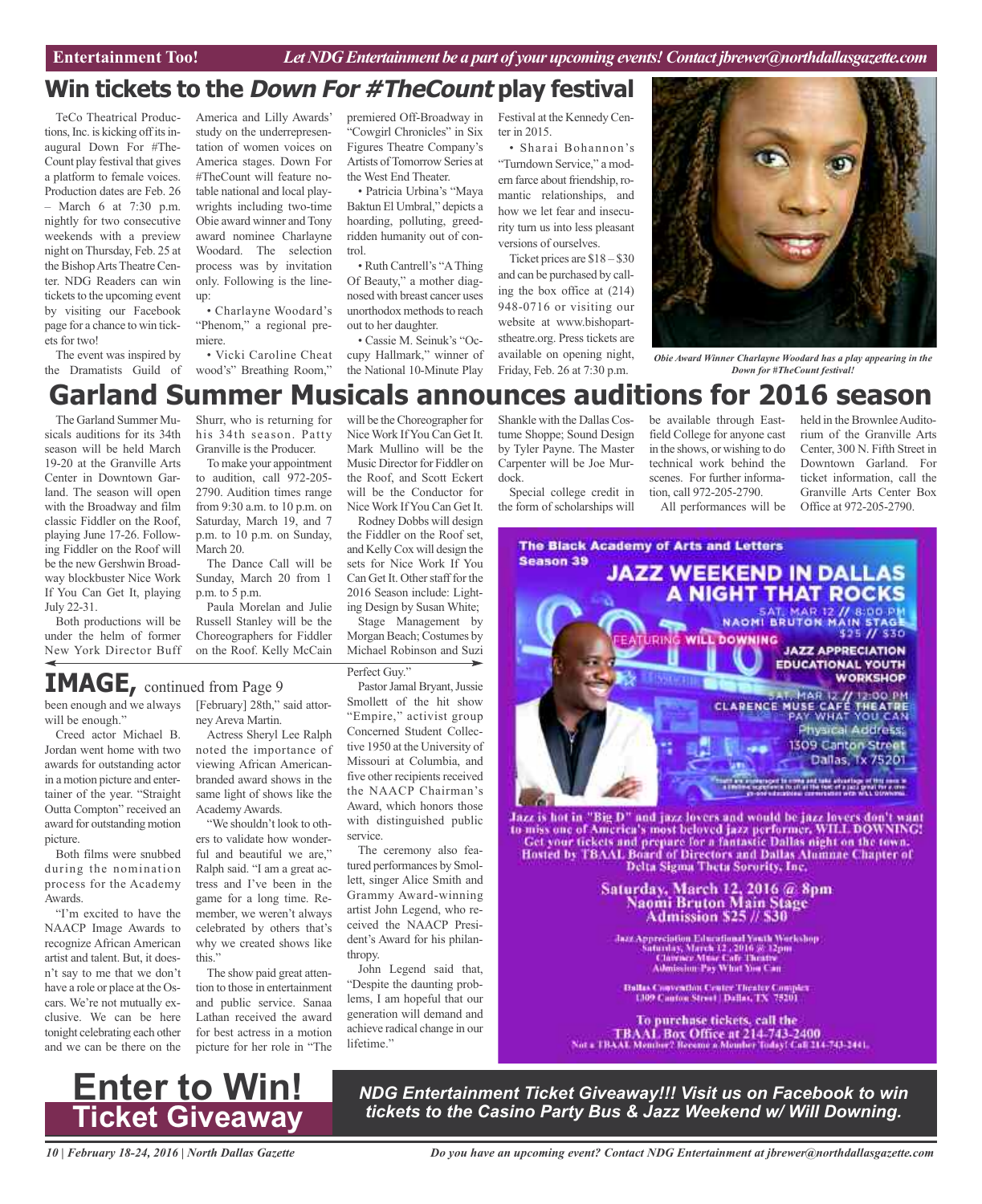## Win tickets to the *Down For #TheCount* play festival

TeCo Theatrical Productions, Inc. is kicking off its inaugural Down For #TheCount play festival that gives a platform to female voices. Production dates are Feb. 26 – March 6 at 7:30 p.m. nightly for two consecutive weekends with a preview night on Thursday, Feb. 25 at the Bishop Arts Theatre Center. NDG Readers can win tickets to the upcoming event by visiting our Facebook page for a chance to win tickets for two!

The event was inspired by the Dramatists Guild of America and Lilly Awards' study on the underrepresentation of women voices on America stages. Down For #TheCount will feature notable national and local playwrights including two-time Obie award winner and Tony award nominee Charlayne Woodard. The selection process was by invitation only. Following is the lineup:

- Charlayne Woodard's "Phenom," a regional premiere.
- Vicki Caroline Cheatwood's" Breathing Room," premiered Off-Broadway in "Cowgirl Chronicles" in Six Figures Theatre Company's Artists of Tomorrow Series at the West End Theater.
- Patricia Urbina's "Maya Baktun El Umbral," depicts a hoarding, polluting, greed-ridden humanity out of control.
- Ruth Cantrell's "A Thing Of Beauty," a mother diagnosed with breast cancer uses unorthodox methods to reach out to her daughter.
- Cassie M. Seinuk's "Occupy Hallmark," winner of the National 10-Minute Play Festival at the Kennedy Center in 2015.
- Sharai Bohannon's "Turndown Service," a modern farce about friendship, romantic relationships, and how we let fear and insecurity turn us into less pleasant versions of ourselves.

Ticket prices are $18 – $30 and can be purchased by calling the box office at (214) 948-0716 or visiting our website at www.bishopartstheatre.org. Press tickets are available on opening night, Friday, Feb. 26 at 7:30 p.m.

*Obie Award Winner Charlayne Woodard has a play appearing in the Down for #TheCount festival!*

## Garland Summer Musicals announces auditions for 2016 season

The Garland Summer Musicals auditions for its 34th season will be held March 19-20 at the Granville Arts Center in Downtown Garland. The season will open with the Broadway and film classic Fiddler on the Roof, playing June 17-26. Following Fiddler on the Roof will be the new Gershwin Broadway blockbuster Nice Work If You Can Get It, playing July 22-31.

Both productions will be under the helm of former New York Director Buff Shurr, who is returning for his 34th season. Patty Granville is the Producer.

To make your appointment to audition, call 972-205-2790. Audition times range from 9:30 a.m. to 10 p.m. on Saturday, March 19, and 7 p.m. to 10 p.m. on Sunday, March 20.

The Dance Call will be Sunday, March 20 from 1 p.m. to 5 p.m.

Paula Morelan and Julie Russell Stanley will be the Choreographers for Fiddler on the Roof. Kelly McCain will be the Choreographer for Nice Work If You Can Get It. Mark Mullino will be the Music Director for Fiddler on the Roof, and Scott Eckert will be the Conductor for Nice Work If You Can Get It.

Rodney Dobbs will design the Fiddler on the Roof set, and Kelly Cox will design the sets for Nice Work If You Can Get It. Other staff for the 2016 Season include: Lighting Design by Susan White; Stage Management by Morgan Beach; Costumes by Michael Robinson and Suzi Shankle with the Dallas Costume Shoppe; Sound Design by Tyler Payne. The Master Carpenter will be Joe Murdock.

Special college credit in the form of scholarships will be available through Eastfield College for anyone cast in the shows, or wishing to do technical work behind the scenes. For further information, call 972-205-2790.

All performances will be held in the Brownlee Auditorium of the Granville Arts Center, 300 N. Fifth Street in Downtown Garland. For ticket information, call the Granville Arts Center Box Office at 972-205-2790.

## IMAGE, continued from Page 9

been enough and we always will be enough."

Creed actor Michael B. Jordan went home with two awards for outstanding actor in a motion picture and entertainer of the year. "Straight Outta Compton" received an award for outstanding motion picture.

Both films were snubbed during the nomination process for the Academy Awards.

"I'm excited to have the NAACP Image Awards to recognize African American artist and talent. But, it doesn't say to me that we don't have a role or place at the Oscars. We're not mutually exclusive. We can be here tonight celebrating each other and we can be there on the [February] 28th," said attorney Areva Martin.

Actress Sheryl Lee Ralph noted the importance of viewing African American-branded award shows in the same light of shows like the Academy Awards.

"We shouldn't look to others to validate how wonderful and beautiful we are," Ralph said. "I am a great actress and I've been in the game for a long time. Remember, we weren't always celebrated by others that's why we created shows like this."

The show paid great attention to those in entertainment and public service. Sanaa Lathan received the award for best actress in a motion picture for her role in "The Perfect Guy."

Pastor Jamal Bryant, Jussie Smollett of the hit show "Empire," activist group Concerned Student Collective 1950 at the University of Missouri at Columbia, and five other recipients received the NAACP Chairman's Award, which honors those with distinguished public service.

The ceremony also featured performances by Smollett, singer Alice Smith and Grammy Award-winning artist John Legend, who received the NAACP President's Award for his philanthropy.

John Legend said that, "Despite the daunting problems, I am hopeful that our generation will demand and achieve radical change in our lifetime."

**The Black Academy of Arts and Letters**
**Season 39**

**JAZZ WEEKEND IN DALLAS**
**A NIGHT THAT ROCKS**

SAT. MAR 12 // 8:00 PM
NAOMI BRUTON MAIN STAGE
$25 // $30

FEATURING WILL DOWNING

JAZZ APPRECIATION EDUCATIONAL YOUTH WORKSHOP
SAT. MAR 12 // 12:00 PM
CLARENCE MUSE CAFÉ THEATRE
PAY WHAT YOU CAN
Physical Address: 1309 Canton Street Dallas, Tx 75201

Jazz is hot in "Big D" and jazz lovers and would be jazz lovers don't want to miss one of America's most beloved jazz performer, WILL DOWNING! Get your tickets and prepare for a fantastic Dallas night on the town. Hosted by TBAAL Board of Directors and Dallas Alumnae Chapter of Delta Sigma Theta Sorority, Inc.

**Saturday, March 12, 2016 @ 8pm**
**Naomi Bruton Main Stage**
**Admission $25 // $30**

Jazz Appreciation Educational Youth Workshop
Saturday, March 12, 2016 @ 12pm
Clarence Muse Cafe Theatre
Admission Pay What You Can

Dallas Convention Center Theater Complex
1309 Canton Street | Dallas, TX 75201

To purchase tickets, call the
**TBAAL Box Office at 214-743-2400**
Not a TBAAL Member? Become a Member Today! Call 214-743-2441.

# Enter to Win! Ticket Giveaway

***NDG Entertainment Ticket Giveaway!!! Visit us on Facebook to win tickets to the Casino Party Bus & Jazz Weekend w/ Will Downing.***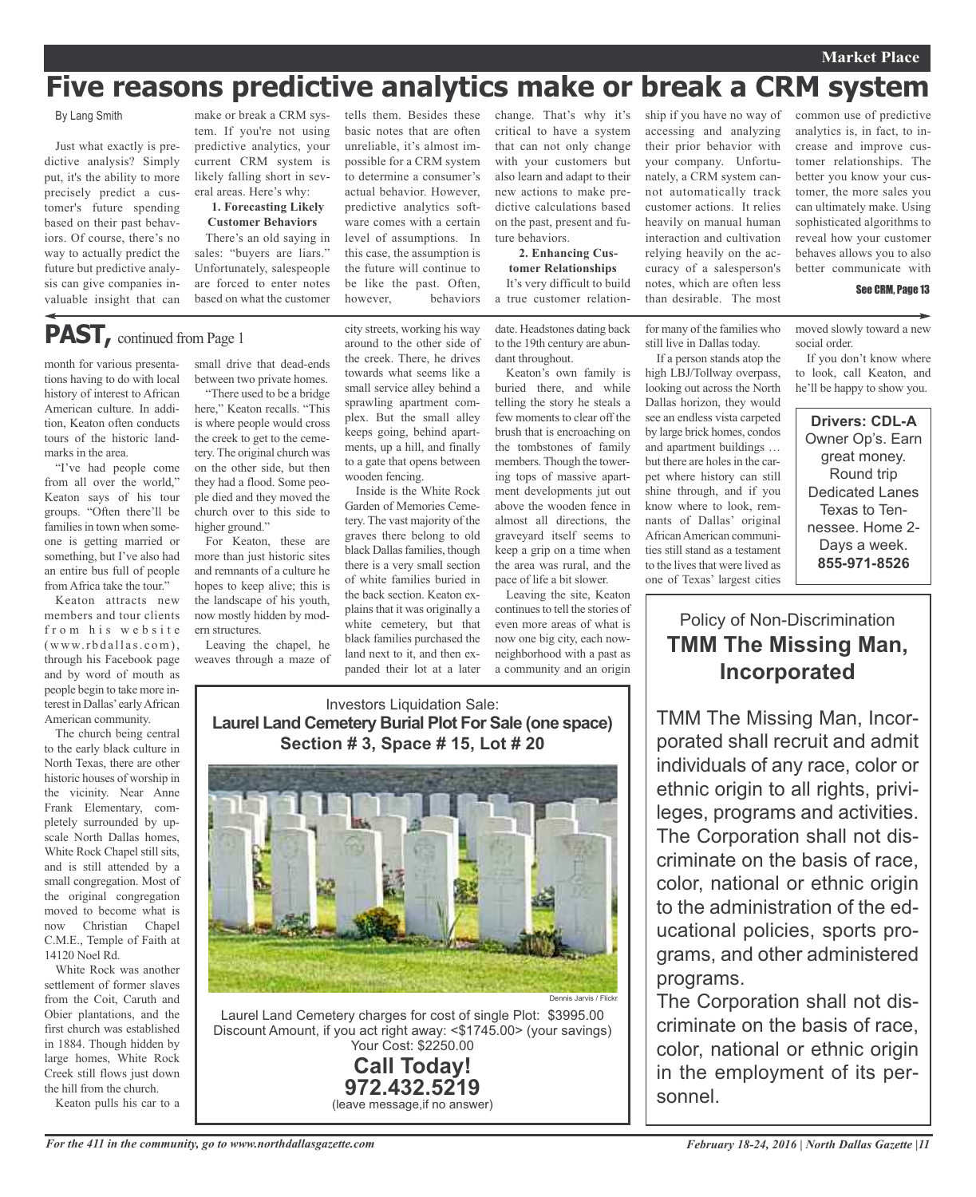# Five reasons predictive analytics make or break a CRM system

By Lang Smith

Just what exactly is predictive analysis? Simply put, it's the ability to more precisely predict a customer's future spending based on their past behaviors. Of course, there's no way to actually predict the future but predictive analysis can give companies invaluable insight that can make or break a CRM system. If you're not using predictive analytics, your current CRM system is likely falling short in several areas. Here's why:

**1. Forecasting Likely Customer Behaviors**

There's an old saying in sales: "buyers are liars." Unfortunately, salespeople are forced to enter notes based on what the customer tells them. Besides these basic notes that are often unreliable, it's almost impossible for a CRM system to determine a consumer's actual behavior. However, predictive analytics software comes with a certain level of assumptions. In this case, the assumption is the future will continue to be like the past. Often, however, behaviors change. That's why it's critical to have a system that can not only change with your customers but also learn and adapt to their new actions to make predictive calculations based on the past, present and future behaviors.

**2. Enhancing Customer Relationships**

It's very difficult to build a true customer relationship if you have no way of accessing and analyzing their prior behavior with your company. Unfortunately, a CRM system cannot automatically track customer actions. It relies heavily on manual human interaction and cultivation relying heavily on the accuracy of a salesperson's notes, which are often less than desirable. The most common use of predictive analytics is, in fact, to increase and improve customer relationships. The better you know your customer, the more sales you can ultimately make. Using sophisticated algorithms to reveal how your customer behaves allows you to also better communicate with

See CRM, Page 13

---

## PAST, continued from Page 1

month for various presentations having to do with local history of interest to African American culture. In addition, Keaton often conducts tours of the historic landmarks in the area.

"I've had people come from all over the world," Keaton says of his tour groups. "Often there'll be families in town when someone is getting married or something, but I've also had an entire bus full of people from Africa take the tour."

Keaton attracts new members and tour clients from his website (www.rbdallas.com), through his Facebook page and by word of mouth as people begin to take more interest in Dallas' early African American community.

The church being central to the early black culture in North Texas, there are other historic houses of worship in the vicinity. Near Anne Frank Elementary, completely surrounded by upscale North Dallas homes, White Rock Chapel still sits, and is still attended by a small congregation. Most of the original congregation moved to become what is now Christian Chapel C.M.E., Temple of Faith at 14120 Noel Rd.

White Rock was another settlement of former slaves from the Coit, Caruth and Obier plantations, and the first church was established in 1884. Though hidden by large homes, White Rock Creek still flows just down the hill from the church.

Keaton pulls his car to a small drive that dead-ends between two private homes.

"There used to be a bridge here," Keaton recalls. "This is where people would cross the creek to get to the cemetery. The original church was on the other side, but then they had a flood. Some people died and they moved the church over to this side to higher ground."

For Keaton, these are more than just historic sites and remnants of a culture he hopes to keep alive; this is the landscape of his youth, now mostly hidden by modern structures.

Leaving the chapel, he weaves through a maze of city streets, working his way around to the other side of the creek. There, he drives towards what seems like a small service alley behind a sprawling apartment complex. But the small alley keeps going, behind apartments, up a hill, and finally to a gate that opens between wooden fencing.

Inside is the White Rock Garden of Memories Cemetery. The vast majority of the graves there belong to old black Dallas families, though there is a very small section of white families buried in the back section. Keaton explains that it was originally a white cemetery, but that black families purchased the land next to it, and then expanded their lot at a later date. Headstones dating back to the 19th century are abundant throughout.

Keaton's own family is buried there, and while telling the story he steals a few moments to clear off the brush that is encroaching on the tombstones of family members. Though the towering tops of massive apartment developments jut out above the wooden fence in almost all directions, the graveyard itself seems to keep a grip on a time when the area was rural, and the pace of life a bit slower.

Leaving the site, Keaton continues to tell the stories of even more areas of what is now one big city, each now-neighborhood with a past as a community and an origin for many of the families who still live in Dallas today.

If a person stands atop the high LBJ/Tollway overpass, looking out across the North Dallas horizon, they would see an endless vista carpeted by large brick homes, condos and apartment buildings … but there are holes in the carpet where history can still shine through, and if you know where to look, remnants of Dallas' original African American communities still stand as a testament to the lives that were lived as one of Texas' largest cities moved slowly toward a new social order.

If you don't know where to look, call Keaton, and he'll be happy to show you.

---

Investors Liquidation Sale:
**Laurel Land Cemetery Burial Plot For Sale (one space)**
**Section # 3, Space # 15, Lot # 20**

Dennis Jarvis / Flickr

Laurel Land Cemetery charges for cost of single Plot: $3995.00
Discount Amount, if you act right away: <$1745.00> (your savings)
Your Cost: $2250.00

**Call Today!**
**972.432.5219**
(leave message,if no answer)

---

**Drivers: CDL-A**
Owner Op's. Earn great money. Round trip Dedicated Lanes Texas to Tennessee. Home 2-Days a week.
**855-971-8526**

---

Policy of Non-Discrimination
**TMM The Missing Man, Incorporated**

TMM The Missing Man, Incorporated shall recruit and admit individuals of any race, color or ethnic origin to all rights, privileges, programs and activities. The Corporation shall not discriminate on the basis of race, color, national or ethnic origin to the administration of the educational policies, sports programs, and other administered programs.

The Corporation shall not discriminate on the basis of race, color, national or ethnic origin in the employment of its personnel.

*For the 411 in the community, go to www.northdallasgazette.com*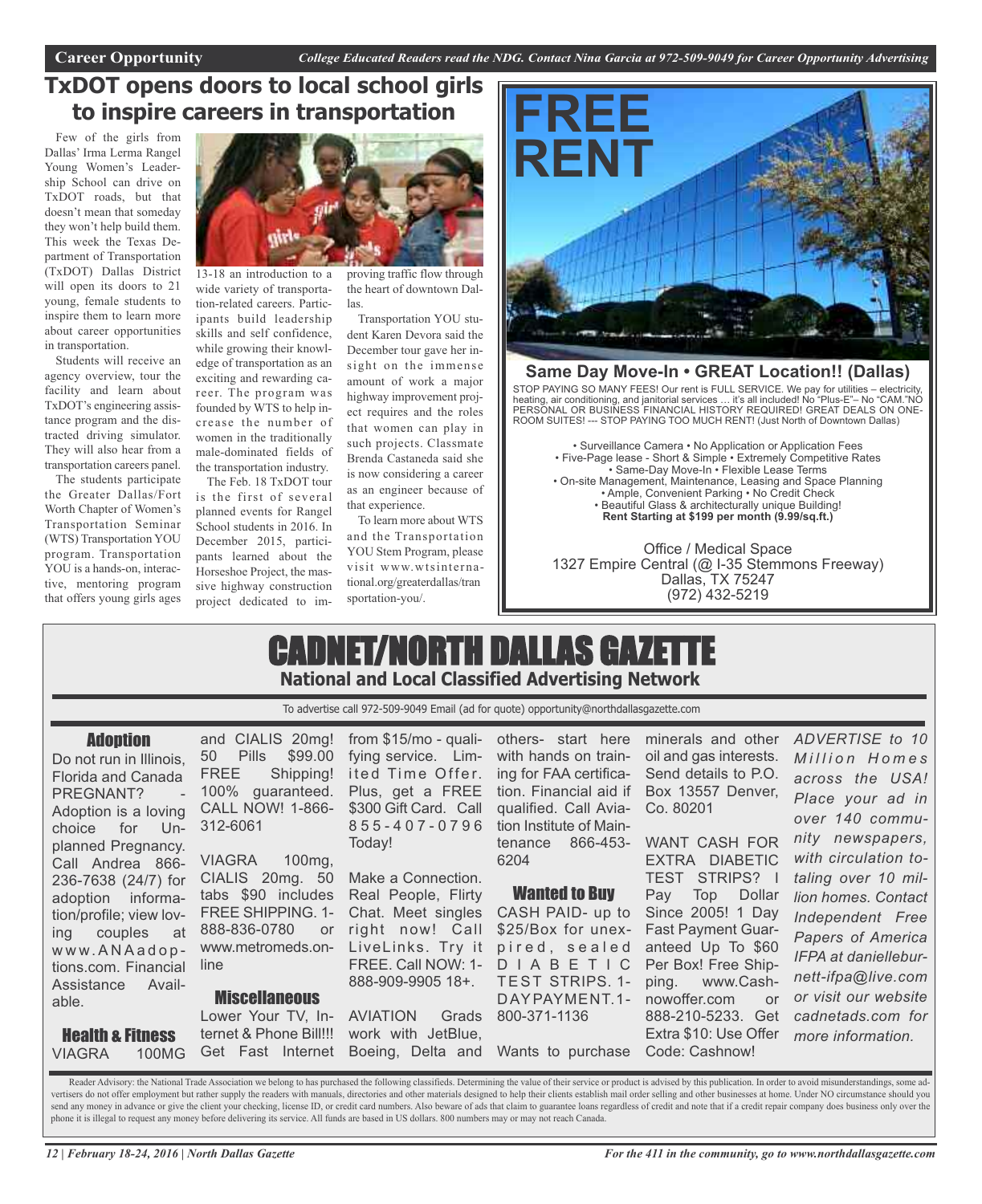Career Opportunity — *College Educated Readers read the NDG. Contact Nina Garcia at 972-509-9049 for Career Opportunity Advertising*

# TxDOT opens doors to local school girls to inspire careers in transportation

Few of the girls from Dallas' Irma Lerma Rangel Young Women's Leadership School can drive on TxDOT roads, but that doesn't mean that someday they won't help build them. This week the Texas Department of Transportation (TxDOT) Dallas District will open its doors to 21 young, female students to inspire them to learn more about career opportunities in transportation.

Students will receive an agency overview, tour the facility and learn about TxDOT's engineering assistance program and the distracted driving simulator. They will also hear from a transportation careers panel.

The students participate the Greater Dallas/Fort Worth Chapter of Women's Transportation Seminar (WTS) Transportation YOU program. Transportation YOU is a hands-on, interactive, mentoring program that offers young girls ages 13-18 an introduction to a wide variety of transportation-related careers. Participants build leadership skills and self confidence, while growing their knowledge of transportation as an exciting and rewarding career. The program was founded by WTS to help increase the number of women in the traditionally male-dominated fields of the transportation industry.

The Feb. 18 TxDOT tour is the first of several planned events for Rangel School students in 2016. In December 2015, participants learned about the Horseshoe Project, the massive highway construction project dedicated to improving traffic flow through the heart of downtown Dallas.

Transportation YOU student Karen Devora said the December tour gave her insight on the immense amount of work a major highway improvement project requires and the roles that women can play in such projects. Classmate Brenda Castaneda said she is now considering a career as an engineer because of that experience.

To learn more about WTS and the Transportation YOU Stem Program, please visit www.wtsinternational.org/greaterdallas/transportation-you/.

---

# FREE RENT

**Same Day Move-In • GREAT Location!! (Dallas)**

STOP PAYING SO MANY FEES! Our rent is FULL SERVICE. We pay for utilities – electricity, heating, air conditioning, and janitorial services … it's all included! No "Plus-E"– No "CAM."NO PERSONAL OR BUSINESS FINANCIAL HISTORY REQUIRED! GREAT DEALS ON ONE-ROOM SUITES! --- STOP PAYING TOO MUCH RENT! (Just North of Downtown Dallas)

• Surveillance Camera • No Application or Application Fees
• Five-Page lease - Short & Simple • Extremely Competitive Rates
• Same-Day Move-In • Flexible Lease Terms
• On-site Management, Maintenance, Leasing and Space Planning
• Ample, Convenient Parking • No Credit Check
• Beautiful Glass & architecturally unique Building!
**Rent Starting at $199 per month (9.99/sq.ft.)**

Office / Medical Space
1327 Empire Central (@ I-35 Stemmons Freeway)
Dallas, TX 75247
(972) 432-5219

---

# CADNET/NORTH DALLAS GAZETTE

**National and Local Classified Advertising Network**

To advertise call 972-509-9049 Email (ad for quote) opportunity@northdallasgazette.com

### Adoption

Do not run in Illinois, Florida and Canada PREGNANT? - Adoption is a loving choice for Unplanned Pregnancy. Call Andrea 866-236-7638 (24/7) for adoption information/profile; view loving couples at www.ANAadoptions.com. Financial Assistance Available.

### Health & Fitness

VIAGRA 100MG and CIALIS 20mg! 50 Pills $99.00 FREE Shipping! 100% guaranteed. CALL NOW! 1-866-312-6061

VIAGRA 100mg, CIALIS 20mg. 50 tabs $90 includes FREE SHIPPING. 1-888-836-0780 or www.metromeds.online

### Miscellaneous

Lower Your TV, Internet & Phone Bill!!! Get Fast Internet from $15/mo - qualifying service. Limited Time Offer. Plus, get a FREE $300 Gift Card. Call 855-407-0796 Today!

Make a Connection. Real People, Flirty Chat. Meet singles right now! Call LiveLinks. Try it FREE. Call NOW: 1-888-909-9905 18+.

AVIATION Grads work with JetBlue, Boeing, Delta and others- start here with hands on training for FAA certification. Financial aid if qualified. Call Aviation Institute of Maintenance 866-453-6204

### Wanted to Buy

CASH PAID- up to $25/Box for unexpired, sealed DIABETIC TEST STRIPS. 1-DAYPAYMENT.1-800-371-1136

Wants to purchase minerals and other oil and gas interests. Send details to P.O. Box 13557 Denver, Co. 80201

WANT CASH FOR EXTRA DIABETIC TEST STRIPS? I Pay Top Dollar Since 2005! 1 Day Fast Payment Guaranteed Up To $60 Per Box! Free Shipping. www.Cashnowoffer.com or 888-210-5233. Get Extra $10: Use Offer Code: Cashnow!

*ADVERTISE to 10 Million Homes across the USA! Place your ad in over 140 community newspapers, with circulation totaling over 10 million homes. Contact Independent Free Papers of America IFPA at danielleburnett-ifpa@live.com or visit our website cadnetads.com for more information.*

Reader Advisory: the National Trade Association we belong to has purchased the following classifieds. Determining the value of their service or product is advised by this publication. In order to avoid misunderstandings, some advertisers do not offer employment but rather supply the readers with manuals, directories and other materials designed to help their clients establish mail order selling and other businesses at home. Under NO circumstance should you send any money in advance or give the client your checking, license ID, or credit card numbers. Also beware of ads that claim to guarantee loans regardless of credit and note that if a credit repair company does business only over the phone it is illegal to request any money before delivering its service. All funds are based in US dollars. 800 numbers may or may not reach Canada.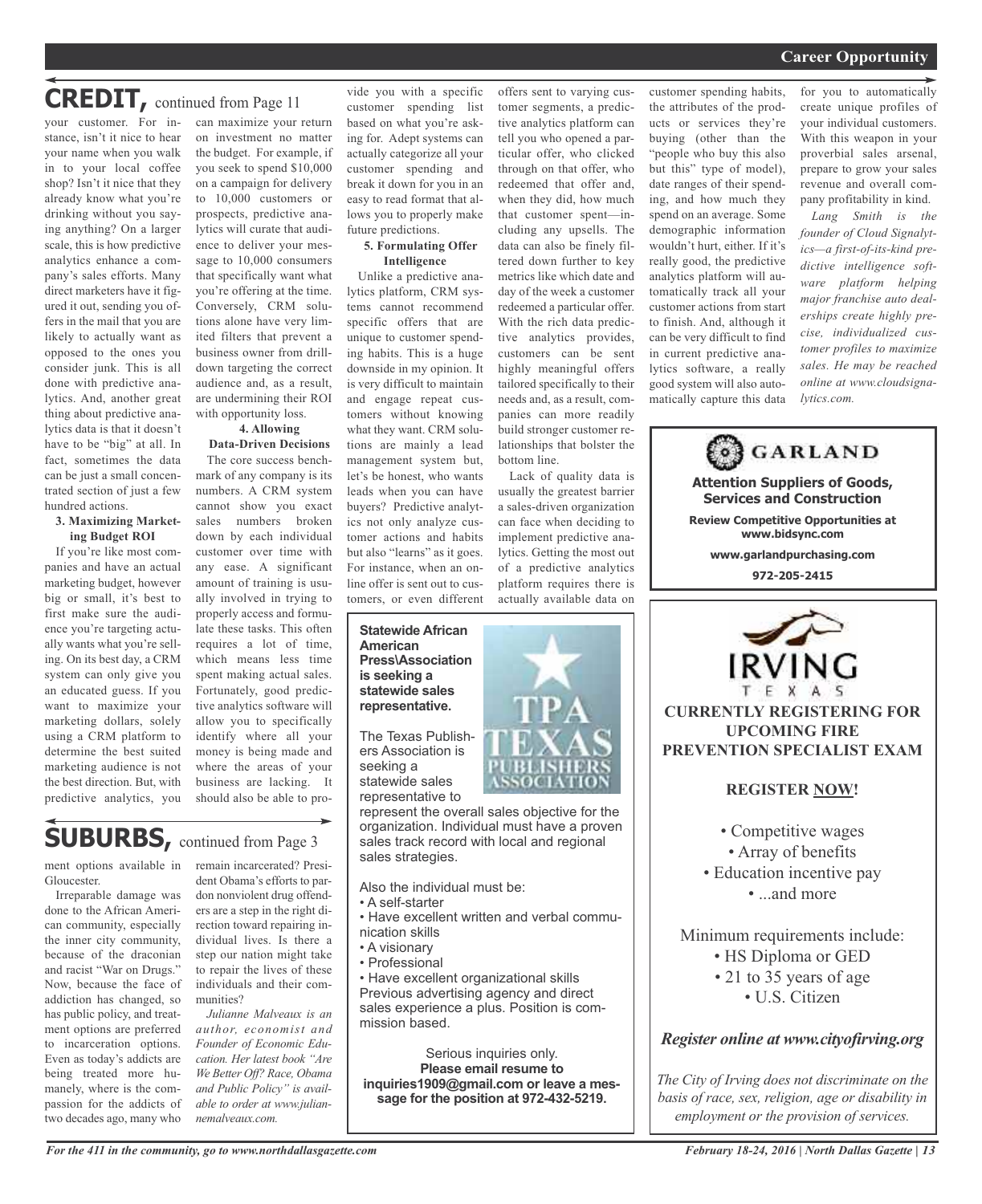## CREDIT, continued from Page 11

your customer. For instance, isn't it nice to hear your name when you walk in to your local coffee shop? Isn't it nice that they already know what you're drinking without you saying anything? On a larger scale, this is how predictive analytics enhance a company's sales efforts. Many direct marketers have it figured it out, sending you offers in the mail that you are likely to actually want as opposed to the ones you consider junk. This is all done with predictive analytics. And, another great thing about predictive analytics data is that it doesn't have to be "big" at all. In fact, sometimes the data can be just a small concentrated section of just a few hundred actions.

**3. Maximizing Marketing Budget ROI**

If you're like most companies and have an actual marketing budget, however big or small, it's best to first make sure the audience you're targeting actually wants what you're selling. On its best day, a CRM system can only give you an educated guess. If you want to maximize your marketing dollars, solely using a CRM platform to determine the best suited marketing audience is not the best direction. But, with predictive analytics, you can maximize your return on investment no matter the budget. For example, if you seek to spend $10,000 on a campaign for delivery to 10,000 customers or prospects, predictive analytics will curate that audience to deliver your message to 10,000 consumers that specifically want what you're offering at the time. Conversely, CRM solutions alone have very limited filters that prevent a business owner from drilldown targeting the correct audience and, as a result, are undermining their ROI with opportunity loss.

**4. Allowing Data-Driven Decisions**

The core success benchmark of any company is its numbers. A CRM system cannot show you exact sales numbers broken down by each individual customer over time with any ease. A significant amount of training is usually involved in trying to properly access and formulate these tasks. This often requires a lot of time, which means less time spent making actual sales. Fortunately, good predictive analytics software will allow you to specifically identify where all your money is being made and where the areas of your business are lacking. It should also be able to provide you with a specific customer spending list based on what you're asking for. Adept systems can actually categorize all your customer spending and break it down for you in an easy to read format that allows you to properly make future predictions.

**5. Formulating Offer Intelligence**

Unlike a predictive analytics platform, CRM systems cannot recommend specific offers that are unique to customer spending habits. This is a huge downside in my opinion. It is very difficult to maintain and engage repeat customers without knowing what they want. CRM solutions are mainly a lead management system but, let's be honest, who wants leads when you can have buyers? Predictive analytics not only analyze customer actions and habits but also "learns" as it goes. For instance, when an online offer is sent out to customers, or even different offers sent to varying customer segments, a predictive analytics platform can tell you who opened a particular offer, who clicked through on that offer, who redeemed that offer and, when they did, how much that customer spent—including any upsells. The data can also be finely filtered down further to key metrics like which date and day of the week a customer redeemed a particular offer. With the rich data predictive analytics provides, customers can be sent highly meaningful offers tailored specifically to their needs and, as a result, companies can more readily build stronger customer relationships that bolster the bottom line.

Lack of quality data is usually the greatest barrier a sales-driven organization can face when deciding to implement predictive analytics. Getting the most out of a predictive analytics platform requires there is actually available data on customer spending habits, the attributes of the products or services they're buying (other than the "people who buy this also but this" type of model), date ranges of their spending, and how much they spend on an average. Some demographic information wouldn't hurt, either. If it's really good, the predictive analytics platform will automatically track all your customer actions from start to finish. And, although it can be very difficult to find in current predictive analytics software, a really good system will also automatically capture this data for you to automatically create unique profiles of your individual customers. With this weapon in your proverbial sales arsenal, prepare to grow your sales revenue and overall company profitability in kind.

*Lang Smith is the founder of Cloud Signalytics—a first-of-its-kind predictive intelligence software platform helping major franchise auto dealerships create highly precise, individualized customer profiles to maximize sales. He may be reached online at www.cloudsignalytics.com.*

## SUBURBS, continued from Page 3

ment options available in Gloucester.

Irreparable damage was done to the African American community, especially the inner city community, because of the draconian and racist "War on Drugs." Now, because the face of addiction has changed, so has public policy, and treatment options are preferred to incarceration options. Even as today's addicts are being treated more humanely, where is the compassion for the addicts of two decades ago, many who remain incarcerated? President Obama's efforts to pardon nonviolent drug offenders are a step in the right direction toward repairing individual lives. Is there a step our nation might take to repair the lives of these individuals and their communities?

*Julianne Malveaux is an author, economist and Founder of Economic Education. Her latest book "Are We Better Off? Race, Obama and Public Policy" is available to order at www.juliannemalveaux.com.*

---

**Statewide African American Press\Association is seeking a statewide sales representative.**

TPA TEXAS PUBLISHERS ASSOCIATION

The Texas Publishers Association is seeking a statewide sales representative to represent the overall sales objective for the organization. Individual must have a proven sales track record with local and regional sales strategies.

Also the individual must be:
- A self-starter
- Have excellent written and verbal communication skills
- A visionary
- Professional
- Have excellent organizational skills

Previous advertising agency and direct sales experience a plus. Position is commission based.

Serious inquiries only.
**Please email resume to inquiries1909@gmail.com or leave a message for the position at 972-432-5219.**

---

**GARLAND**

**Attention Suppliers of Goods, Services and Construction**

**Review Competitive Opportunities at www.bidsync.com**

**www.garlandpurchasing.com**

**972-205-2415**

---

**IRVING TEXAS**

**CURRENTLY REGISTERING FOR UPCOMING FIRE PREVENTION SPECIALIST EXAM**

**REGISTER NOW!**

- Competitive wages
- Array of benefits
- Education incentive pay
- ...and more

Minimum requirements include:
- HS Diploma or GED
- 21 to 35 years of age
- U.S. Citizen

***Register online at www.cityofirving.org***

*The City of Irving does not discriminate on the basis of race, sex, religion, age or disability in employment or the provision of services.*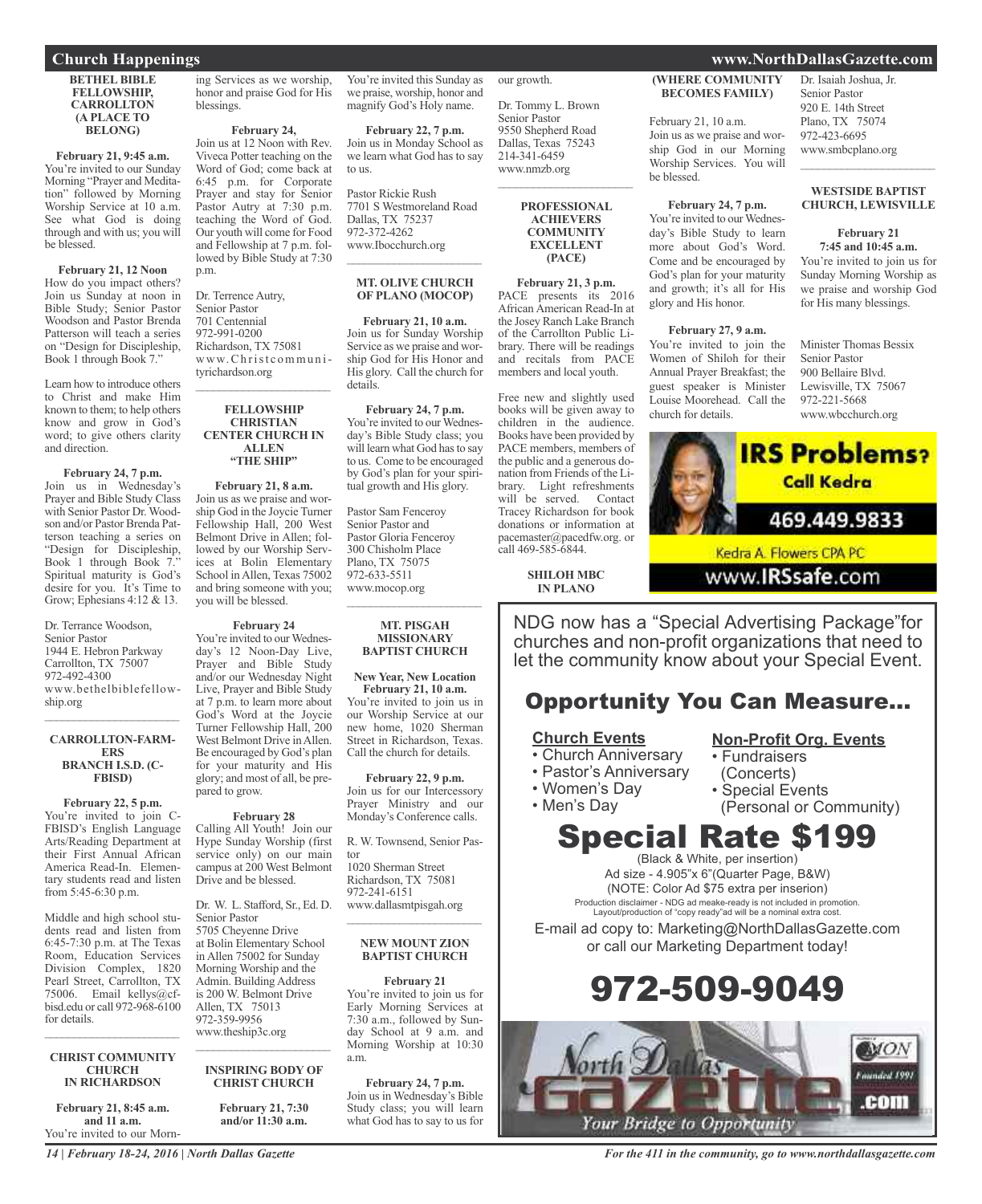## Church Happenings

### BETHEL BIBLE FELLOWSHIP, CARROLLTON (A PLACE TO BELONG)

**February 21, 9:45 a.m.**
You're invited to our Sunday Morning "Prayer and Meditation" followed by Morning Worship Service at 10 a.m. See what God is doing through and with us; you will be blessed.

**February 21, 12 Noon**
How do you impact others? Join us Sunday at noon in Bible Study; Senior Pastor Woodson and Pastor Brenda Patterson will teach a series on "Design for Discipleship, Book 1 through Book 7."

Learn how to introduce others to Christ and make Him known to them; to help others know and grow in God's word; to give others clarity and direction.

**February 24, 7 p.m.**
Join us in Wednesday's Prayer and Bible Study Class with Senior Pastor Dr. Woodson and/or Pastor Brenda Patterson teaching a series on "Design for Discipleship, Book 1 through Book 7." Spiritual maturity is God's desire for you. It's Time to Grow; Ephesians 4:12 & 13.

Dr. Terrance Woodson,
Senior Pastor
1944 E. Hebron Parkway
Carrollton, TX 75007
972-492-4300
www.bethelbiblefellowship.org

---

### CARROLLTON-FARMERS BRANCH I.S.D. (C-FBISD)

**February 22, 5 p.m.**
You're invited to join C-FBISD's English Language Arts/Reading Department at their First Annual African America Read-In. Elementary students read and listen from 5:45-6:30 p.m.

Middle and high school students read and listen from 6:45-7:30 p.m. at The Texas Room, Education Services Division Complex, 1820 Pearl Street, Carrollton, TX 75006. Email kellys@cfbisd.edu or call 972-968-6100 for details.

---

### CHRIST COMMUNITY CHURCH IN RICHARDSON

**February 21, 8:45 a.m. and 11 a.m.**
You're invited to our Morning Services as we worship, honor and praise God for His blessings.

**February 24,**
Join us at 12 Noon with Rev. Viveca Potter teaching on the Word of God; come back at 6:45 p.m. for Corporate Prayer and stay for Senior Pastor Autry at 7:30 p.m. teaching the Word of God. Our youth will come for Food and Fellowship at 7 p.m. followed by Bible Study at 7:30 p.m.

Dr. Terrence Autry,
Senior Pastor
701 Centennial
972-991-0200
Richardson, TX 75081
www.Christcommunityrichardson.org

---

### FELLOWSHIP CHRISTIAN CENTER CHURCH IN ALLEN "THE SHIP"

**February 21, 8 a.m.**
Join us as we praise and worship God in the Joycie Turner Fellowship Hall, 200 West Belmont Drive in Allen; followed by our Worship Services at Bolin Elementary School in Allen, Texas 75002 and bring someone with you; you will be blessed.

**February 24**
You're invited to our Wednesday's 12 Noon-Day Live, Prayer and Bible Study and/or our Wednesday Night Live, Prayer and Bible Study at 7 p.m. to learn more about God's Word at the Joycie Turner Fellowship Hall, 200 West Belmont Drive in Allen. Be encouraged by God's plan for your maturity and His glory; and most of all, be prepared to grow.

**February 28**
Calling All Youth! Join our Hype Sunday Worship (first service only) on our main campus at 200 West Belmont Drive and be blessed.

Dr. W. L. Stafford, Sr., Ed. D.
Senior Pastor
5705 Cheyenne Drive
at Bolin Elementary School in Allen 75002 for Sunday Morning Worship and the Admin. Building Address is 200 W. Belmont Drive
Allen, TX 75013
972-359-9956
www.theship3c.org

---

### INSPIRING BODY OF CHRIST CHURCH

**February 21, 7:30 and/or 11:30 a.m.**
You're invited this Sunday as we praise, worship, honor and magnify God's Holy name.

**February 22, 7 p.m.**
Join us in Monday School as we learn what God has to say to us.

Pastor Rickie Rush
7701 S Westmoreland Road
Dallas, TX 75237
972-372-4262
www.Ibocchurch.org

---

### MT. OLIVE CHURCH OF PLANO (MOCOP)

**February 21, 10 a.m.**
Join us for Sunday Worship Service as we praise and worship God for His Honor and His glory. Call the church for details.

**February 24, 7 p.m.**
You're invited to our Wednesday's Bible Study class; you will learn what God has to say to us. Come to be encouraged by God's plan for your spiritual growth and His glory.

Pastor Sam Fenceroy
Senior Pastor and
Pastor Gloria Fenceroy
300 Chisholm Place
Plano, TX 75075
972-633-5511
www.mocop.org

---

### MT. PISGAH MISSIONARY BAPTIST CHURCH

**New Year, New Location**
**February 21, 10 a.m.**
You're invited to join us in our Worship Service at our new home, 1020 Sherman Street in Richardson, Texas. Call the church for details.

**February 22, 9 p.m.**
Join us for our Intercessory Prayer Ministry and our Monday's Conference calls.

R. W. Townsend, Senior Pastor
1020 Sherman Street
Richardson, TX 75081
972-241-6151
www.dallasmtpisgah.org

---

### NEW MOUNT ZION BAPTIST CHURCH

**February 21**
You're invited to join us for Early Morning Services at 7:30 a.m., followed by Sunday School at 9 a.m. and Morning Worship at 10:30 a.m.

**February 24, 7 p.m.**
Join us in Wednesday's Bible Study class; you will learn what God has to say to us for our growth.

Dr. Tommy L. Brown
Senior Pastor
9550 Shepherd Road
Dallas, Texas 75243
214-341-6459
www.nmzb.org

---

### PROFESSIONAL ACHIEVERS COMMUNITY EXCELLENT (PACE)

**February 21, 3 p.m.**
PACE presents its 2016 African American Read-In at the Josey Ranch Lake Branch of the Carrollton Public Library. There will be readings and recitals from PACE members and local youth.

Free new and slightly used books will be given away to children in the audience. Books have been provided by PACE members, members of the public and a generous donation from Friends of the Library. Light refreshments will be served. Contact Tracey Richardson for book donations or information at pacemaster@pacedfw.org. or call 469-585-6844.

### SHILOH MBC IN PLANO (WHERE COMMUNITY BECOMES FAMILY)

February 21, 10 a.m.
Join us as we praise and worship God in our Morning Worship Services. You will be blessed.

**February 24, 7 p.m.**
You're invited to our Wednesday's Bible Study to learn more about God's Word. Come and be encouraged by God's plan for your maturity and growth; it's all for His glory and His honor.

**February 27, 9 a.m.**
You're invited to join the Women of Shiloh for their Annual Prayer Breakfast; the guest speaker is Minister Louise Moorehead. Call the church for details.

Dr. Isaiah Joshua, Jr.
Senior Pastor
920 E. 14th Street
Plano, TX 75074
972-423-6695
www.smbcplano.org

---

### WESTSIDE BAPTIST CHURCH, LEWISVILLE

**February 21**
**7:45 and 10:45 a.m.**
You're invited to join us for Sunday Morning Worship as we praise and worship God for His many blessings.

Minister Thomas Bessix
Senior Pastor
900 Bellaire Blvd.
Lewisville, TX 75067
972-221-5668
www.wbcchurch.org

---

**IRS Problems? Call Kedra**
469.449.9833
Kedra A. Flowers CPA PC
www.IRSsafe.com

---

NDG now has a "Special Advertising Package"for churches and non-profit organizations that need to let the community know about your Special Event.

## Opportunity You Can Measure...

**Church Events**
- Church Anniversary
- Pastor's Anniversary
- Women's Day
- Men's Day

**Non-Profit Org. Events**
- Fundraisers (Concerts)
- Special Events (Personal or Community)

## Special Rate $199

(Black & White, per insertion)
Ad size - 4.905"x 6"(Quarter Page, B&W)
(NOTE: Color Ad $75 extra per inserion)
Production disclaimer - NDG ad meake-ready is not included in promotion. Layout/production of "copy ready"ad will be a nominal extra cost.

E-mail ad copy to: Marketing@NorthDallasGazette.com or call our Marketing Department today!

## 972-509-9049

North Dallas Gazette .com
Your Bridge to Opportunity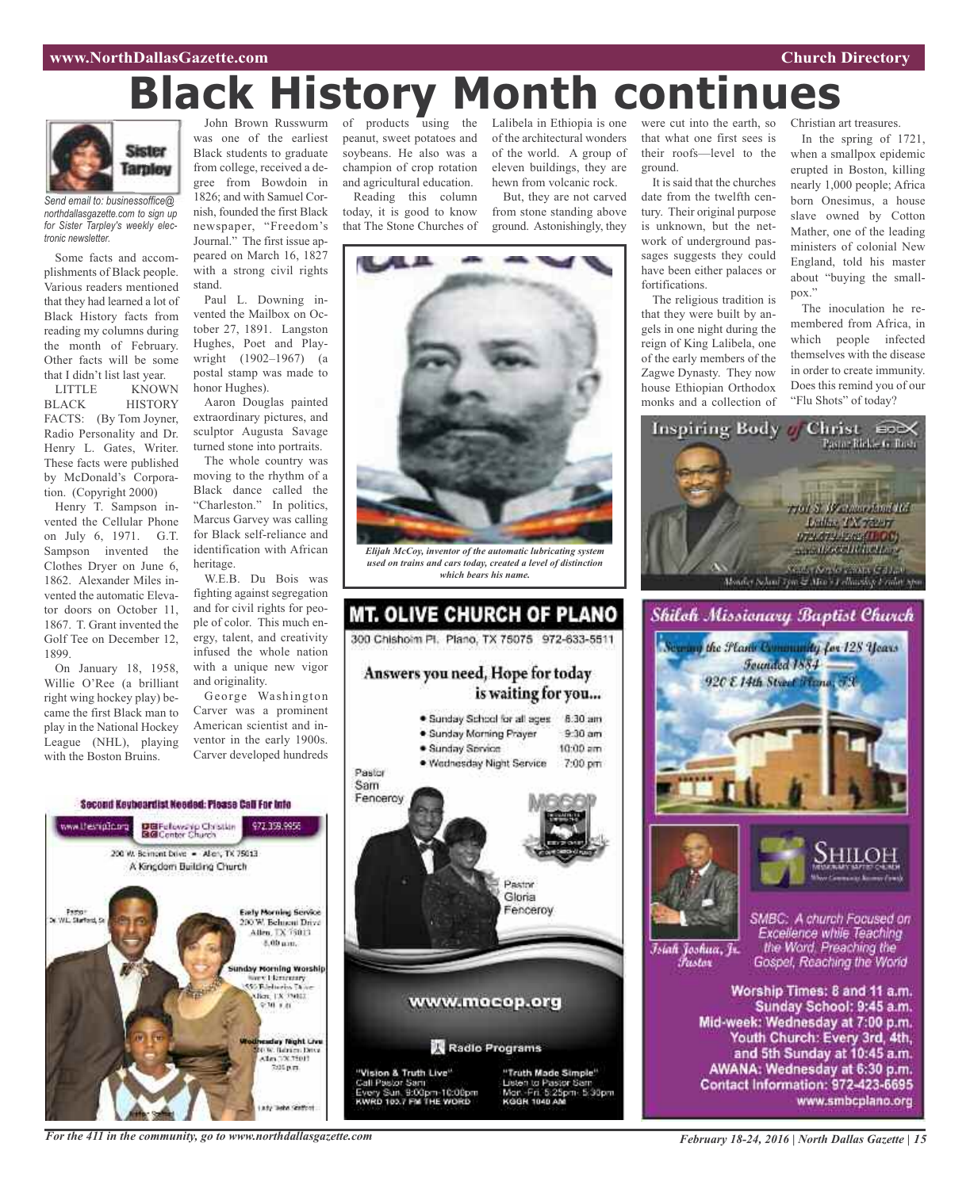# Black History Month continues

*Send email to: businessoffice@northdallasgazette.com to sign up for Sister Tarpley's weekly electronic newsletter.*

Some facts and accomplishments of Black people. Various readers mentioned that they had learned a lot of Black History facts from reading my columns during the month of February. Other facts will be some that I didn't list last year.

LITTLE KNOWN BLACK HISTORY FACTS: (By Tom Joyner, Radio Personality and Dr. Henry L. Gates, Writer. These facts were published by McDonald's Corporation. (Copyright 2000)

Henry T. Sampson invented the Cellular Phone on July 6, 1971. G.T. Sampson invented the Clothes Dryer on June 6, 1862. Alexander Miles invented the automatic Elevator doors on October 11, 1867. T. Grant invented the Golf Tee on December 12, 1899.

On January 18, 1958, Willie O'Ree (a brilliant right wing hockey play) became the first Black man to play in the National Hockey League (NHL), playing with the Boston Bruins.

John Brown Russwurm was one of the earliest Black students to graduate from college, received a degree from Bowdoin in 1826; and with Samuel Cornish, founded the first Black newspaper, "Freedom's Journal." The first issue appeared on March 16, 1827 with a strong civil rights stand.

Paul L. Downing invented the Mailbox on October 27, 1891. Langston Hughes, Poet and Playwright (1902–1967) (a postal stamp was made to honor Hughes).

Aaron Douglas painted extraordinary pictures, and sculptor Augusta Savage turned stone into portraits.

The whole country was moving to the rhythm of a Black dance called the "Charleston." In politics, Marcus Garvey was calling for Black self-reliance and identification with African heritage.

W.E.B. Du Bois was fighting against segregation and for civil rights for people of color. This much energy, talent, and creativity infused the whole nation with a unique new vigor and originality.

George Washington Carver was a prominent American scientist and inventor in the early 1900s. Carver developed hundreds of products using the peanut, sweet potatoes and soybeans. He also was a champion of crop rotation and agricultural education.

Reading this column today, it is good to know that The Stone Churches of Lalibela in Ethiopia is one of the architectural wonders of the world. A group of eleven buildings, they are hewn from volcanic rock.

But, they are not carved from stone standing above ground. Astonishingly, they were cut into the earth, so that what one first sees is their roofs—level to the ground.

It is said that the churches date from the twelfth century. Their original purpose is unknown, but the network of underground passages suggests they could have been either palaces or fortifications.

The religious tradition is that they were built by angels in one night during the reign of King Lalibela, one of the early members of the Zagwe Dynasty. They now house Ethiopian Orthodox monks and a collection of Christian art treasures.

In the spring of 1721, when a smallpox epidemic erupted in Boston, killing nearly 1,000 people; Africa born Onesimus, a house slave owned by Cotton Mather, one of the leading ministers of colonial New England, told his master about "buying the smallpox."

The inoculation he remembered from Africa, in which people infected themselves with the disease in order to create immunity. Does this remind you of our "Flu Shots" of today?

*Elijah McCoy, inventor of the automatic lubricating system used on trains and cars today, created a level of distinction which bears his name.*

## MT. OLIVE CHURCH OF PLANO

300 Chisholm Pl. Plano, TX 75075 972-633-5511

**Answers you need, Hope for today is waiting for you...**

- Sunday School for all ages 8:30 am
- Sunday Morning Prayer 9:30 am
- Sunday Service 10:00 am
- Wednesday Night Service 7:00 pm

Pastor Sam Fenceroy

Pastor Gloria Fenceroy

www.mocop.org

Radio Programs

"Vision & Truth Live" Call Pastor Sam Every Sun. 9:00pm-10:00pm KWRD 103.7 FM THE WORD

"Truth Made Simple" Listen to Pastor Sam Mon.-Fri. 5:25pm-5:30pm KGGR 1040 AM

## Second Keyboardist Needed: Please Call For Info

www.thesnip1c.org Fellowship Christian Center Church 972.359.9956

200 W. Belmont Drive • Allen, TX 75013

A Kingdom Building Church

Pastor Dr. W.L. Stafford, Sr.

Early Morning Service 200 W. Belmont Drive Allen, TX 75013 8:00 a.m.

Sunday Morning Worship

Wednesday Night Live

## Inspiring Body of Christ

Pastor Rickie G. Rush

## Shiloh Missionary Baptist Church

Serving the Plano Community for 128 Years

Founded 1884

920 E 14th Street Plano, TX

SHILOH

Isiah Joshua, Jr. Pastor

SMBC: A church Focused on Excellence while Teaching the Word, Preaching the Gospel, Reaching the World

Worship Times: 8 and 11 a.m.
Sunday School: 9:45 a.m.
Mid-week: Wednesday at 7:00 p.m.
Youth Church: Every 3rd, 4th, and 5th Sunday at 10:45 a.m.
AWANA: Wednesday at 6:30 p.m.
Contact Information: 972-423-6695
www.smbcplano.org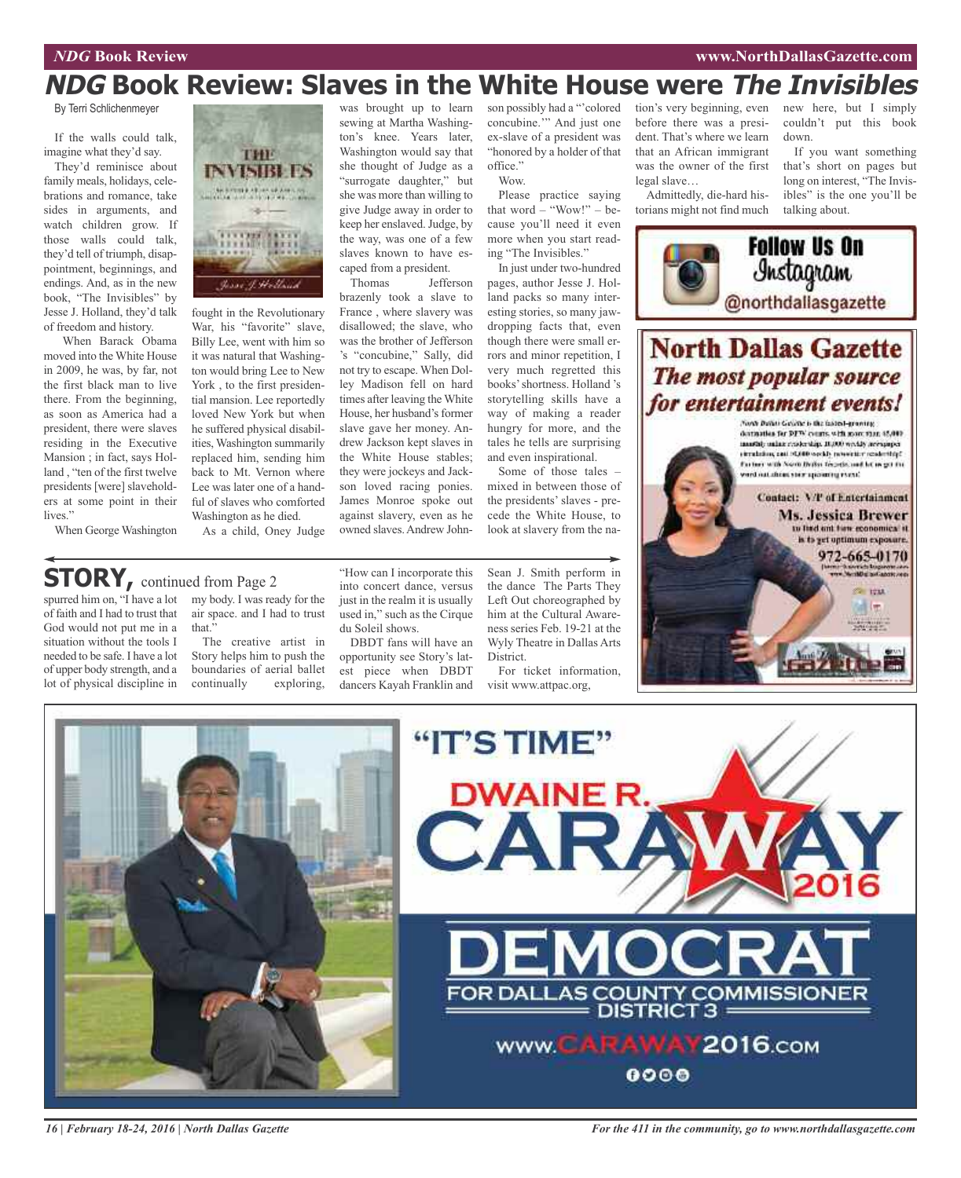# NDG Book Review: Slaves in the White House were *The Invisibles*

By Terri Schlichenmeyer

If the walls could talk, imagine what they'd say.

They'd reminisce about family meals, holidays, celebrations and romance, take sides in arguments, and watch children grow. If those walls could talk, they'd tell of triumph, disappointment, beginnings, and endings. And, as in the new book, "The Invisibles" by Jesse J. Holland, they'd talk of freedom and history.

When Barack Obama moved into the White House in 2009, he was, by far, not the first black man to live there. From the beginning, as soon as America had a president, there were slaves residing in the Executive Mansion ; in fact, says Holland , "ten of the first twelve presidents [were] slaveholders at some point in their lives."

When George Washington fought in the Revolutionary War, his "favorite" slave, Billy Lee, went with him so it was natural that Washington would bring Lee to New York , to the first presidential mansion. Lee reportedly loved New York but when he suffered physical disabilities, Washington summarily replaced him, sending him back to Mt. Vernon where Lee was later one of a handful of slaves who comforted Washington as he died.

As a child, Oney Judge was brought up to learn sewing at Martha Washington's knee. Years later, Washington would say that she thought of Judge as a "surrogate daughter," but she was more than willing to give Judge away in order to keep her enslaved. Judge, by the way, was one of a few slaves known to have escaped from a president.

Thomas Jefferson brazenly took a slave to France , where slavery was disallowed; the slave, who was the brother of Jefferson 's "concubine," Sally, did not try to escape. When Dolley Madison fell on hard times after leaving the White House, her husband's former slave gave her money. Andrew Jackson kept slaves in the White House stables; they were jockeys and Jackson loved racing ponies. James Monroe spoke out against slavery, even as he owned slaves. Andrew Johnson possibly had a "'colored concubine.'" And just one ex-slave of a president was "honored by a holder of that office."

Wow.

Please practice saying that word – "Wow!" – because you'll need it even more when you start reading "The Invisibles."

In just under two-hundred pages, author Jesse J. Holland packs so many interesting stories, so many jaw-dropping facts that, even though there were small errors and minor repetition, I very much regretted this books' shortness. Holland 's storytelling skills have a way of making a reader hungry for more, and the tales he tells are surprising and even inspirational.

Some of those tales – mixed in between those of the presidents' slaves - precede the White House, to look at slavery from the nation's very beginning, even before there was a president. That's where we learn that an African immigrant was the owner of the first legal slave…

Admittedly, die-hard historians might not find much new here, but I simply couldn't put this book down.

If you want something that's short on pages but long on interest, "The Invisibles" is the one you'll be talking about.

Follow Us On Instagram @northdallasgazette

North Dallas Gazette
The most popular source for entertainment events!

Contact: VP of Entertainment
Ms. Jessica Brewer
972-665-0170

## STORY, continued from Page 2

spurred him on, "I have a lot of faith and I had to trust that God would not put me in a situation without the tools I needed to be safe. I have a lot of upper body strength, and a lot of physical discipline in my body. I was ready for the air space. and I had to trust that."

The creative artist in Story helps him to push the boundaries of aerial ballet continually exploring, "How can I incorporate this into concert dance, versus just in the realm it is usually used in," such as the Cirque du Soleil shows.

DBDT fans will have an opportunity see Story's latest piece when DBDT dancers Kayah Franklin and Sean J. Smith perform in the dance The Parts They Left Out choreographed by him at the Cultural Awareness series Feb. 19-21 at the Wyly Theatre in Dallas Arts District.

For ticket information, visit www.attpac.org,

"IT'S TIME"
DWAINE R. CARAWAY 2016
DEMOCRAT
FOR DALLAS COUNTY COMMISSIONER
DISTRICT 3
www.CARAWAY2016.com